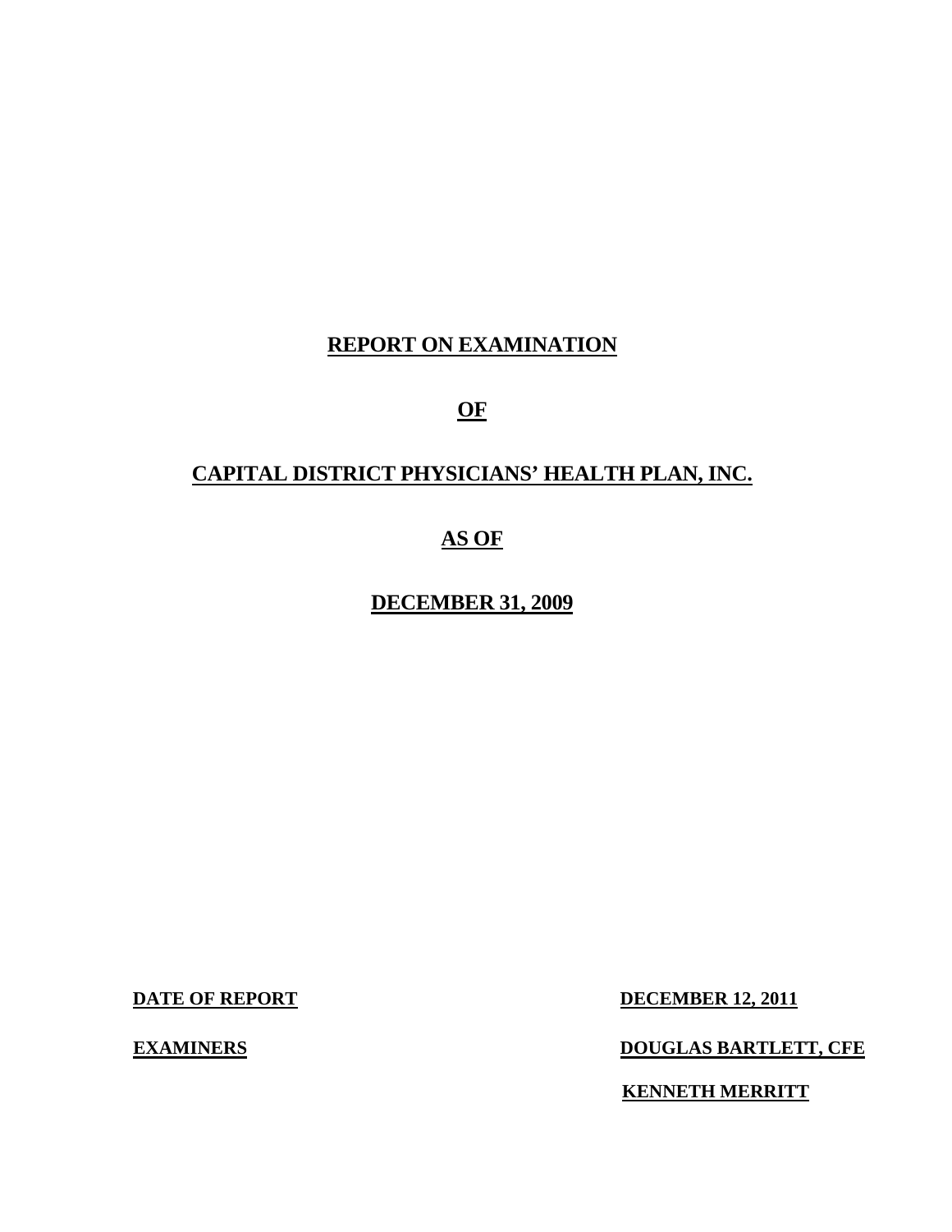# REPORT ON EXAMINATION

# OF

# CAPITAL DISTRICT PHYSICIANS' HEALTH PLAN, INC.

# AS OF

# DECEMBER 31, 2009

| | |
|---|---|
| **DATE OF REPORT** | **DECEMBER 12, 2011** |
| **EXAMINERS** | **DOUGLAS BARTLETT, CFE** |
| | **KENNETH MERRITT** |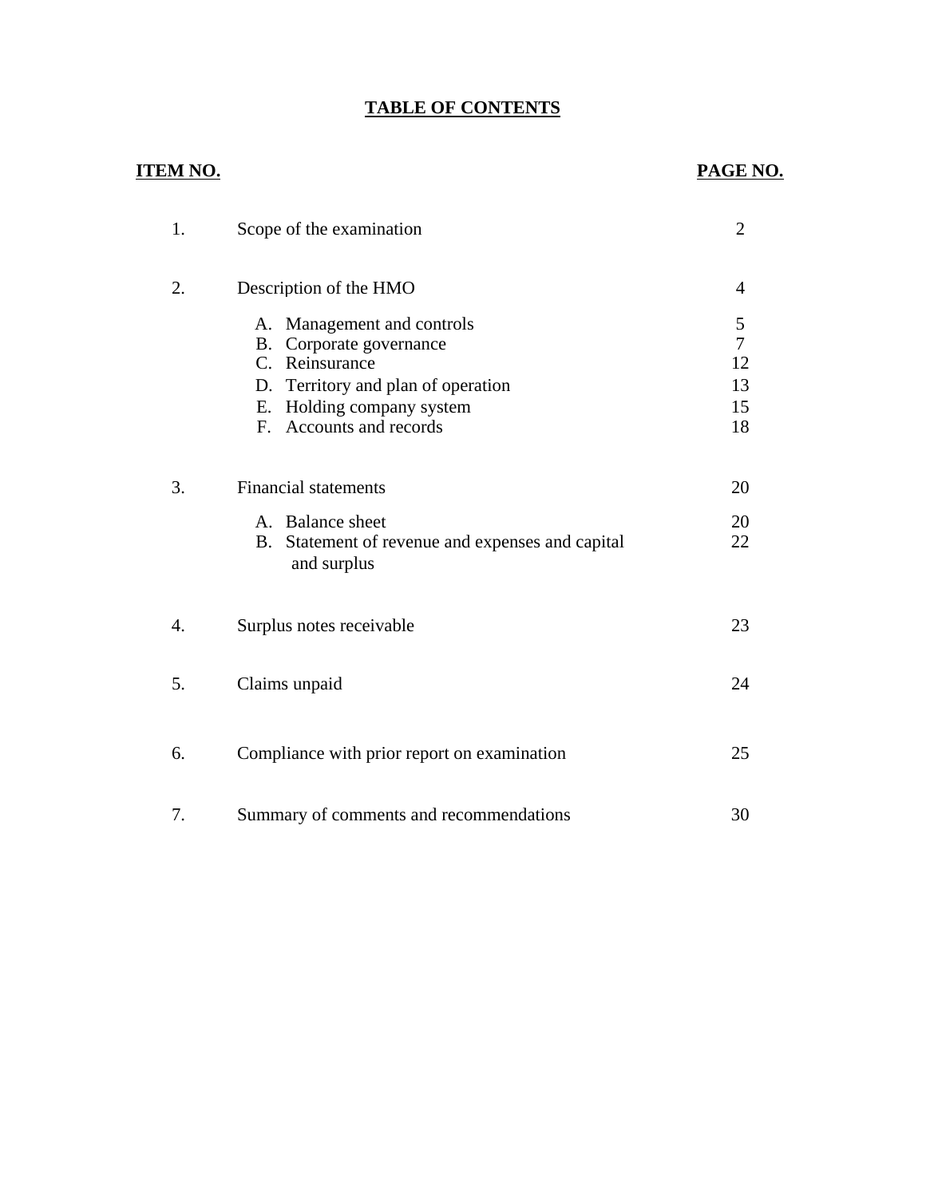# TABLE OF CONTENTS

| ITEM NO. | | PAGE NO. |
|---|---|---|
| 1. | Scope of the examination | 2 |
| 2. | Description of the HMO | 4 |
| | A. Management and controls | 5 |
| | B. Corporate governance | 7 |
| | C. Reinsurance | 12 |
| | D. Territory and plan of operation | 13 |
| | E. Holding company system | 15 |
| | F. Accounts and records | 18 |
| 3. | Financial statements | 20 |
| | A. Balance sheet | 20 |
| | B. Statement of revenue and expenses and capital and surplus | 22 |
| 4. | Surplus notes receivable | 23 |
| 5. | Claims unpaid | 24 |
| 6. | Compliance with prior report on examination | 25 |
| 7. | Summary of comments and recommendations | 30 |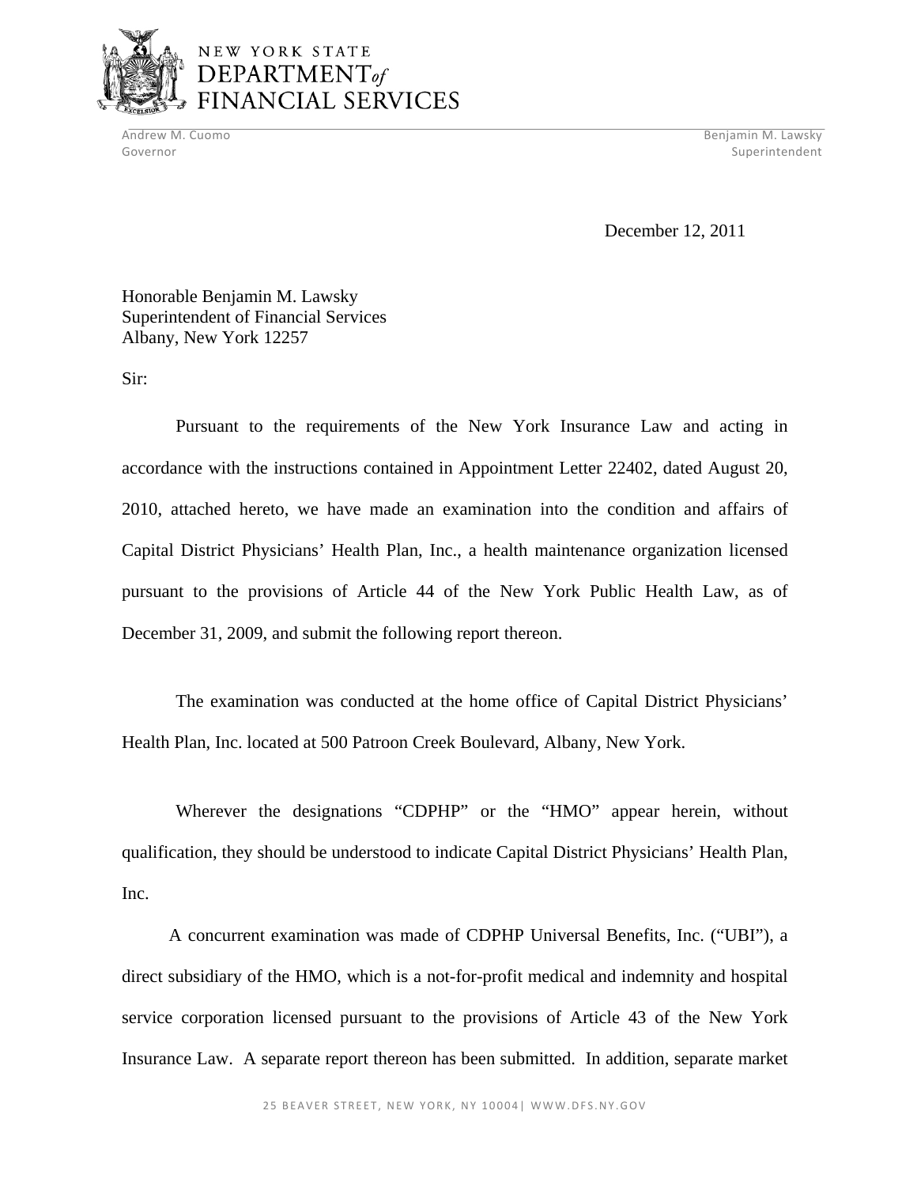# NEW YORK STATE DEPARTMENT of FINANCIAL SERVICES

Andrew M. Cuomo
Governor

Benjamin M. Lawsky
Superintendent

December 12, 2011

Honorable Benjamin M. Lawsky
Superintendent of Financial Services
Albany, New York 12257

Sir:

Pursuant to the requirements of the New York Insurance Law and acting in accordance with the instructions contained in Appointment Letter 22402, dated August 20, 2010, attached hereto, we have made an examination into the condition and affairs of Capital District Physicians' Health Plan, Inc., a health maintenance organization licensed pursuant to the provisions of Article 44 of the New York Public Health Law, as of December 31, 2009, and submit the following report thereon.

The examination was conducted at the home office of Capital District Physicians' Health Plan, Inc. located at 500 Patroon Creek Boulevard, Albany, New York.

Wherever the designations "CDPHP" or the "HMO" appear herein, without qualification, they should be understood to indicate Capital District Physicians' Health Plan, Inc.

A concurrent examination was made of CDPHP Universal Benefits, Inc. ("UBI"), a direct subsidiary of the HMO, which is a not-for-profit medical and indemnity and hospital service corporation licensed pursuant to the provisions of Article 43 of the New York Insurance Law. A separate report thereon has been submitted. In addition, separate market

25 BEAVER STREET, NEW YORK, NY 10004| WWW.DFS.NY.GOV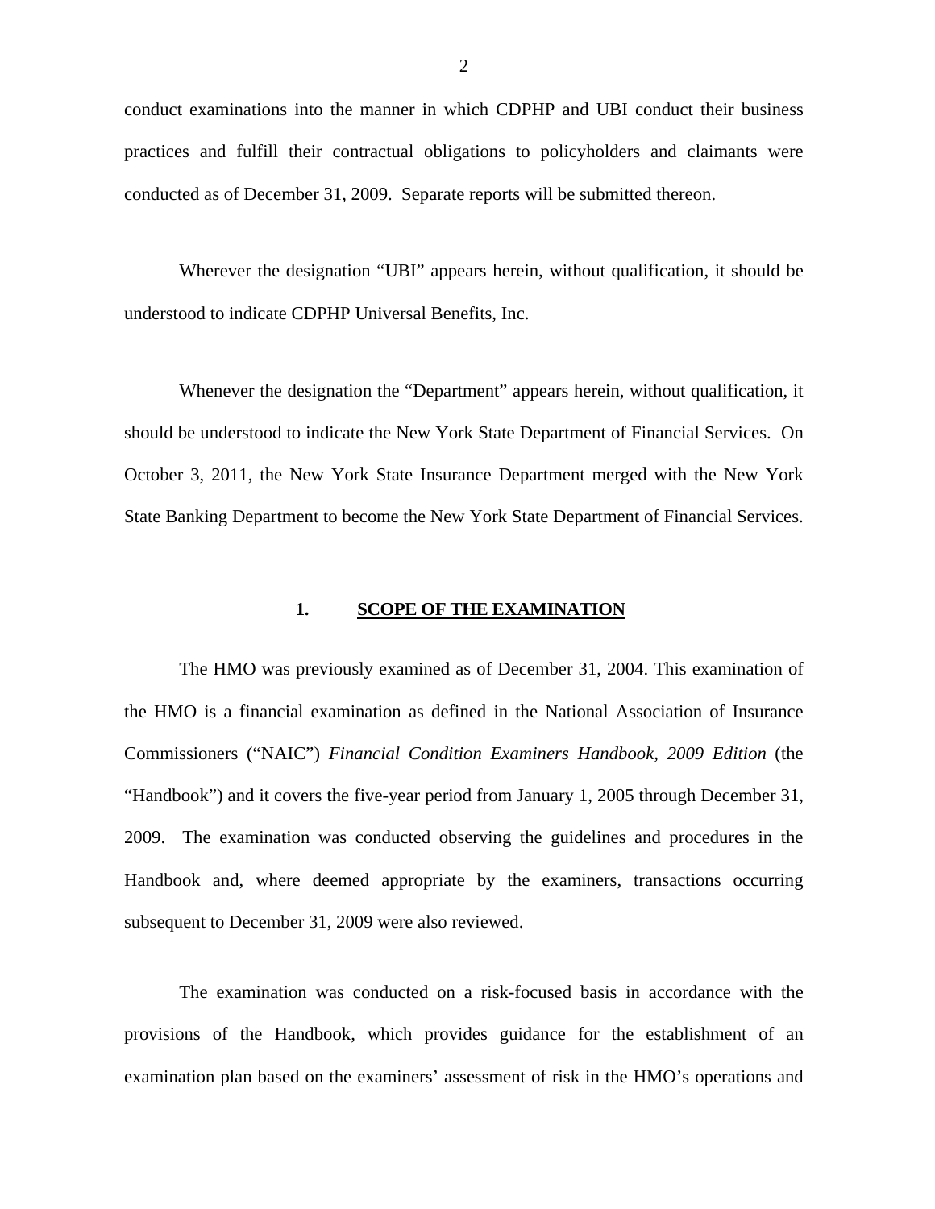conduct examinations into the manner in which CDPHP and UBI conduct their business practices and fulfill their contractual obligations to policyholders and claimants were conducted as of December 31, 2009. Separate reports will be submitted thereon.

Wherever the designation "UBI" appears herein, without qualification, it should be understood to indicate CDPHP Universal Benefits, Inc.

Whenever the designation the "Department" appears herein, without qualification, it should be understood to indicate the New York State Department of Financial Services. On October 3, 2011, the New York State Insurance Department merged with the New York State Banking Department to become the New York State Department of Financial Services.

## 1. SCOPE OF THE EXAMINATION

The HMO was previously examined as of December 31, 2004. This examination of the HMO is a financial examination as defined in the National Association of Insurance Commissioners ("NAIC") *Financial Condition Examiners Handbook, 2009 Edition* (the "Handbook") and it covers the five-year period from January 1, 2005 through December 31, 2009. The examination was conducted observing the guidelines and procedures in the Handbook and, where deemed appropriate by the examiners, transactions occurring subsequent to December 31, 2009 were also reviewed.

The examination was conducted on a risk-focused basis in accordance with the provisions of the Handbook, which provides guidance for the establishment of an examination plan based on the examiners' assessment of risk in the HMO's operations and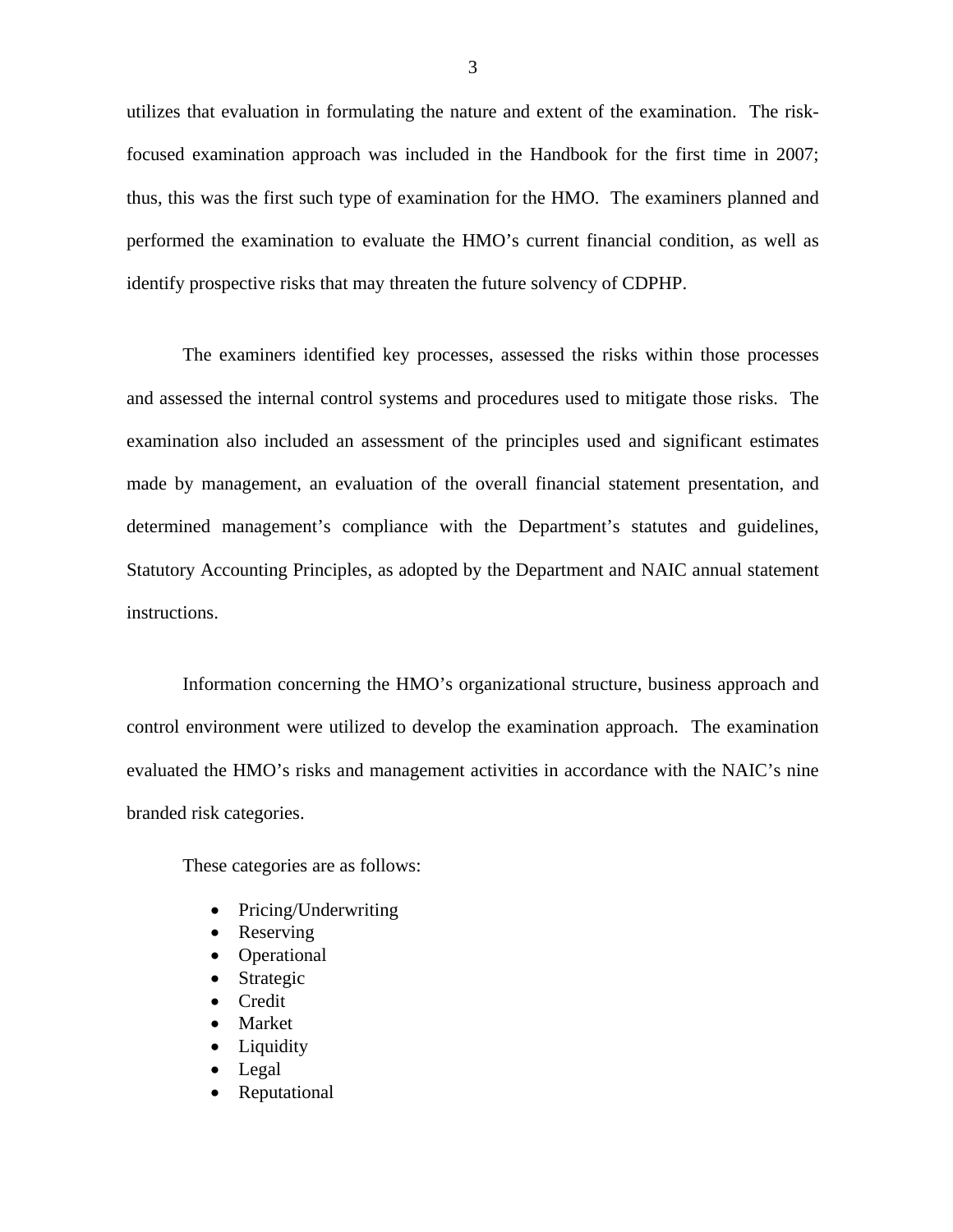utilizes that evaluation in formulating the nature and extent of the examination. The risk-focused examination approach was included in the Handbook for the first time in 2007; thus, this was the first such type of examination for the HMO. The examiners planned and performed the examination to evaluate the HMO's current financial condition, as well as identify prospective risks that may threaten the future solvency of CDPHP.

The examiners identified key processes, assessed the risks within those processes and assessed the internal control systems and procedures used to mitigate those risks. The examination also included an assessment of the principles used and significant estimates made by management, an evaluation of the overall financial statement presentation, and determined management's compliance with the Department's statutes and guidelines, Statutory Accounting Principles, as adopted by the Department and NAIC annual statement instructions.

Information concerning the HMO's organizational structure, business approach and control environment were utilized to develop the examination approach. The examination evaluated the HMO's risks and management activities in accordance with the NAIC's nine branded risk categories.

These categories are as follows:

- Pricing/Underwriting
- Reserving
- Operational
- Strategic
- Credit
- Market
- Liquidity
- Legal
- Reputational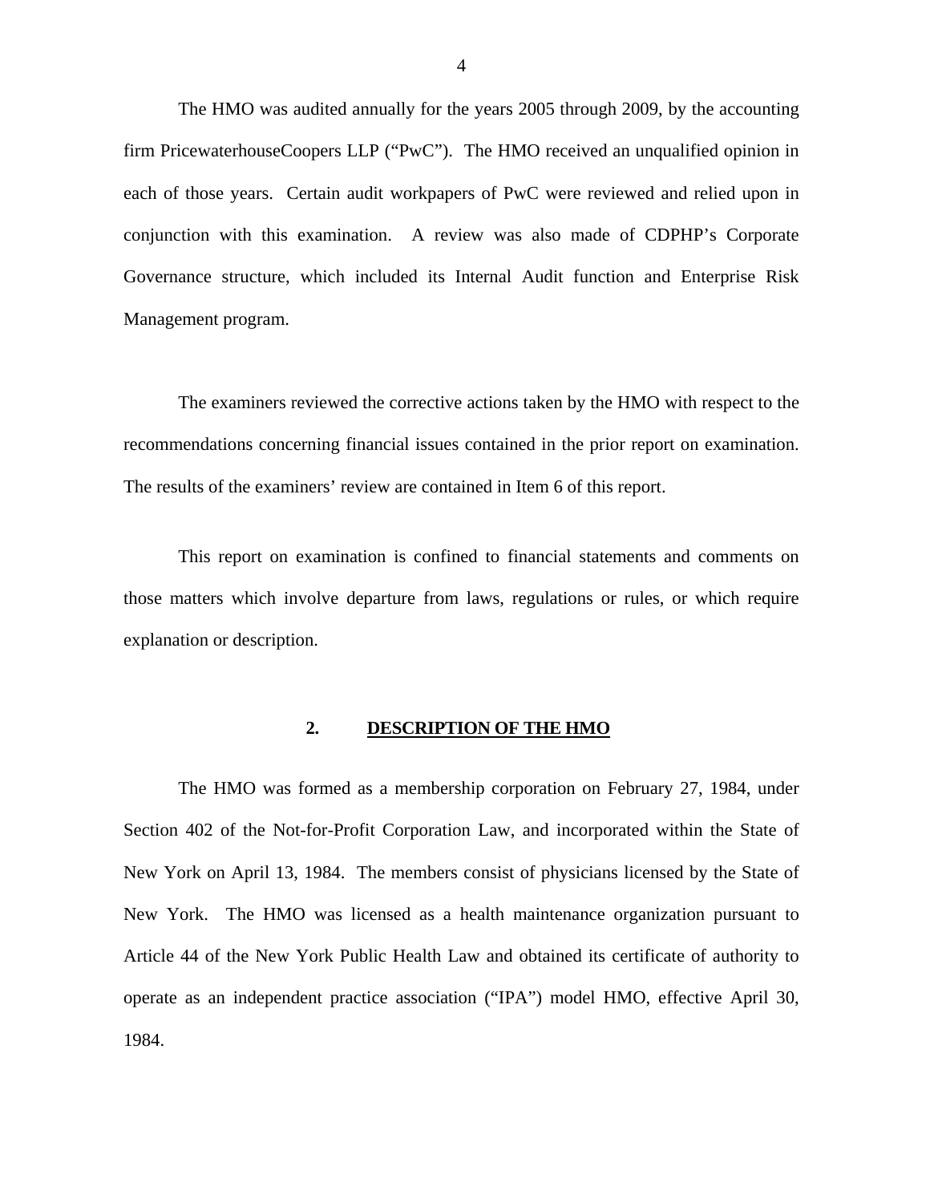The HMO was audited annually for the years 2005 through 2009, by the accounting firm PricewaterhouseCoopers LLP ("PwC"). The HMO received an unqualified opinion in each of those years. Certain audit workpapers of PwC were reviewed and relied upon in conjunction with this examination. A review was also made of CDPHP's Corporate Governance structure, which included its Internal Audit function and Enterprise Risk Management program.

The examiners reviewed the corrective actions taken by the HMO with respect to the recommendations concerning financial issues contained in the prior report on examination. The results of the examiners' review are contained in Item 6 of this report.

This report on examination is confined to financial statements and comments on those matters which involve departure from laws, regulations or rules, or which require explanation or description.

## 2. DESCRIPTION OF THE HMO

The HMO was formed as a membership corporation on February 27, 1984, under Section 402 of the Not-for-Profit Corporation Law, and incorporated within the State of New York on April 13, 1984. The members consist of physicians licensed by the State of New York. The HMO was licensed as a health maintenance organization pursuant to Article 44 of the New York Public Health Law and obtained its certificate of authority to operate as an independent practice association ("IPA") model HMO, effective April 30, 1984.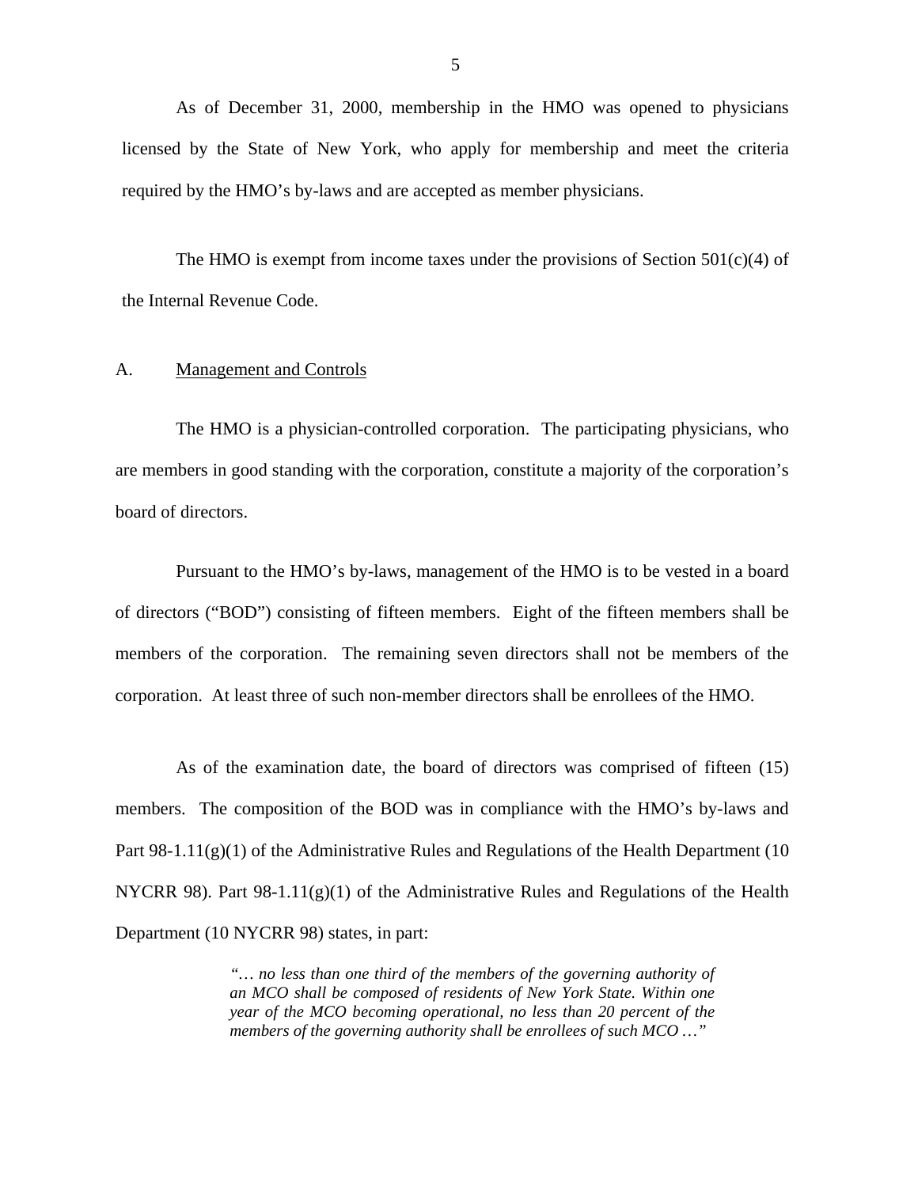As of December 31, 2000, membership in the HMO was opened to physicians licensed by the State of New York, who apply for membership and meet the criteria required by the HMO's by-laws and are accepted as member physicians.

The HMO is exempt from income taxes under the provisions of Section 501(c)(4) of the Internal Revenue Code.

## A. Management and Controls

The HMO is a physician-controlled corporation. The participating physicians, who are members in good standing with the corporation, constitute a majority of the corporation's board of directors.

Pursuant to the HMO's by-laws, management of the HMO is to be vested in a board of directors ("BOD") consisting of fifteen members. Eight of the fifteen members shall be members of the corporation. The remaining seven directors shall not be members of the corporation. At least three of such non-member directors shall be enrollees of the HMO.

As of the examination date, the board of directors was comprised of fifteen (15) members. The composition of the BOD was in compliance with the HMO's by-laws and Part 98-1.11(g)(1) of the Administrative Rules and Regulations of the Health Department (10 NYCRR 98). Part 98-1.11(g)(1) of the Administrative Rules and Regulations of the Health Department (10 NYCRR 98) states, in part:

> *"… no less than one third of the members of the governing authority of an MCO shall be composed of residents of New York State. Within one year of the MCO becoming operational, no less than 20 percent of the members of the governing authority shall be enrollees of such MCO …"*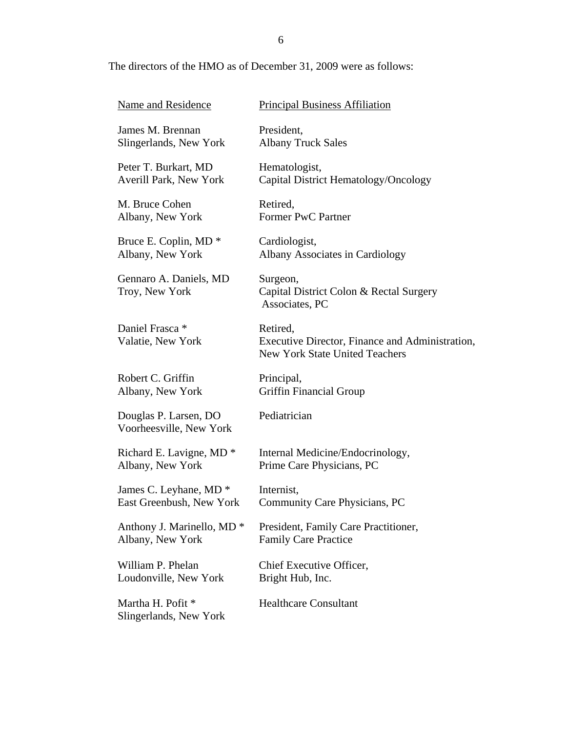The directors of the HMO as of December 31, 2009 were as follows:

| Name and Residence | Principal Business Affiliation |
|---|---|
| James M. Brennan<br>Slingerlands, New York | President,<br>Albany Truck Sales |
| Peter T. Burkart, MD<br>Averill Park, New York | Hematologist,<br>Capital District Hematology/Oncology |
| M. Bruce Cohen<br>Albany, New York | Retired,<br>Former PwC Partner |
| Bruce E. Coplin, MD *<br>Albany, New York | Cardiologist,<br>Albany Associates in Cardiology |
| Gennaro A. Daniels, MD<br>Troy, New York | Surgeon,<br>Capital District Colon & Rectal Surgery Associates, PC |
| Daniel Frasca *<br>Valatie, New York | Retired,<br>Executive Director, Finance and Administration, New York State United Teachers |
| Robert C. Griffin<br>Albany, New York | Principal,<br>Griffin Financial Group |
| Douglas P. Larsen, DO<br>Voorheesville, New York | Pediatrician |
| Richard E. Lavigne, MD *<br>Albany, New York | Internal Medicine/Endocrinology,<br>Prime Care Physicians, PC |
| James C. Leyhane, MD *<br>East Greenbush, New York | Internist,<br>Community Care Physicians, PC |
| Anthony J. Marinello, MD *<br>Albany, New York | President, Family Care Practitioner,<br>Family Care Practice |
| William P. Phelan<br>Loudonville, New York | Chief Executive Officer,<br>Bright Hub, Inc. |
| Martha H. Pofit *<br>Slingerlands, New York | Healthcare Consultant |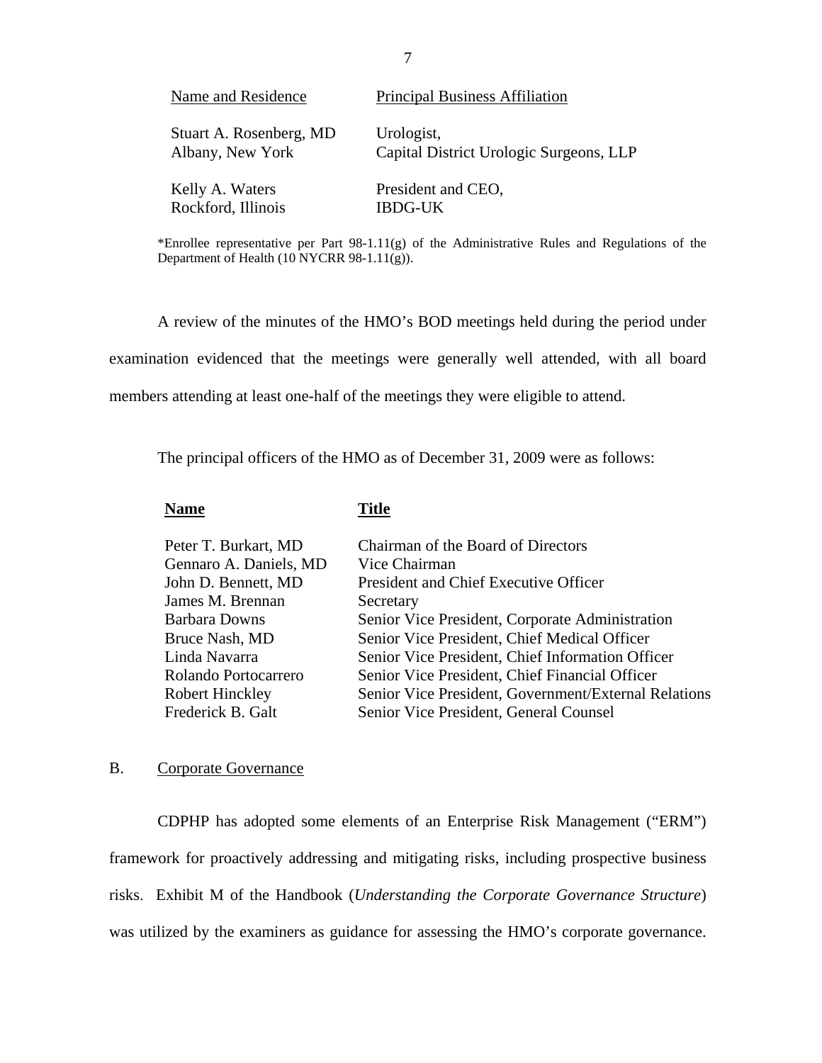| Name and Residence | Principal Business Affiliation |
| --- | --- |
| Stuart A. Rosenberg, MD<br>Albany, New York | Urologist,<br>Capital District Urologic Surgeons, LLP |
| Kelly A. Waters<br>Rockford, Illinois | President and CEO,<br>IBDG-UK |

*Enrollee representative per Part 98-1.11(g) of the Administrative Rules and Regulations of the Department of Health (10 NYCRR 98-1.11(g)).

A review of the minutes of the HMO's BOD meetings held during the period under examination evidenced that the meetings were generally well attended, with all board members attending at least one-half of the meetings they were eligible to attend.

The principal officers of the HMO as of December 31, 2009 were as follows:

| **Name** | **Title** |
| --- | --- |
| Peter T. Burkart, MD | Chairman of the Board of Directors |
| Gennaro A. Daniels, MD | Vice Chairman |
| John D. Bennett, MD | President and Chief Executive Officer |
| James M. Brennan | Secretary |
| Barbara Downs | Senior Vice President, Corporate Administration |
| Bruce Nash, MD | Senior Vice President, Chief Medical Officer |
| Linda Navarra | Senior Vice President, Chief Information Officer |
| Rolando Portocarrero | Senior Vice President, Chief Financial Officer |
| Robert Hinckley | Senior Vice President, Government/External Relations |
| Frederick B. Galt | Senior Vice President, General Counsel |

## B. Corporate Governance

CDPHP has adopted some elements of an Enterprise Risk Management ("ERM") framework for proactively addressing and mitigating risks, including prospective business risks. Exhibit M of the Handbook (*Understanding the Corporate Governance Structure*) was utilized by the examiners as guidance for assessing the HMO's corporate governance.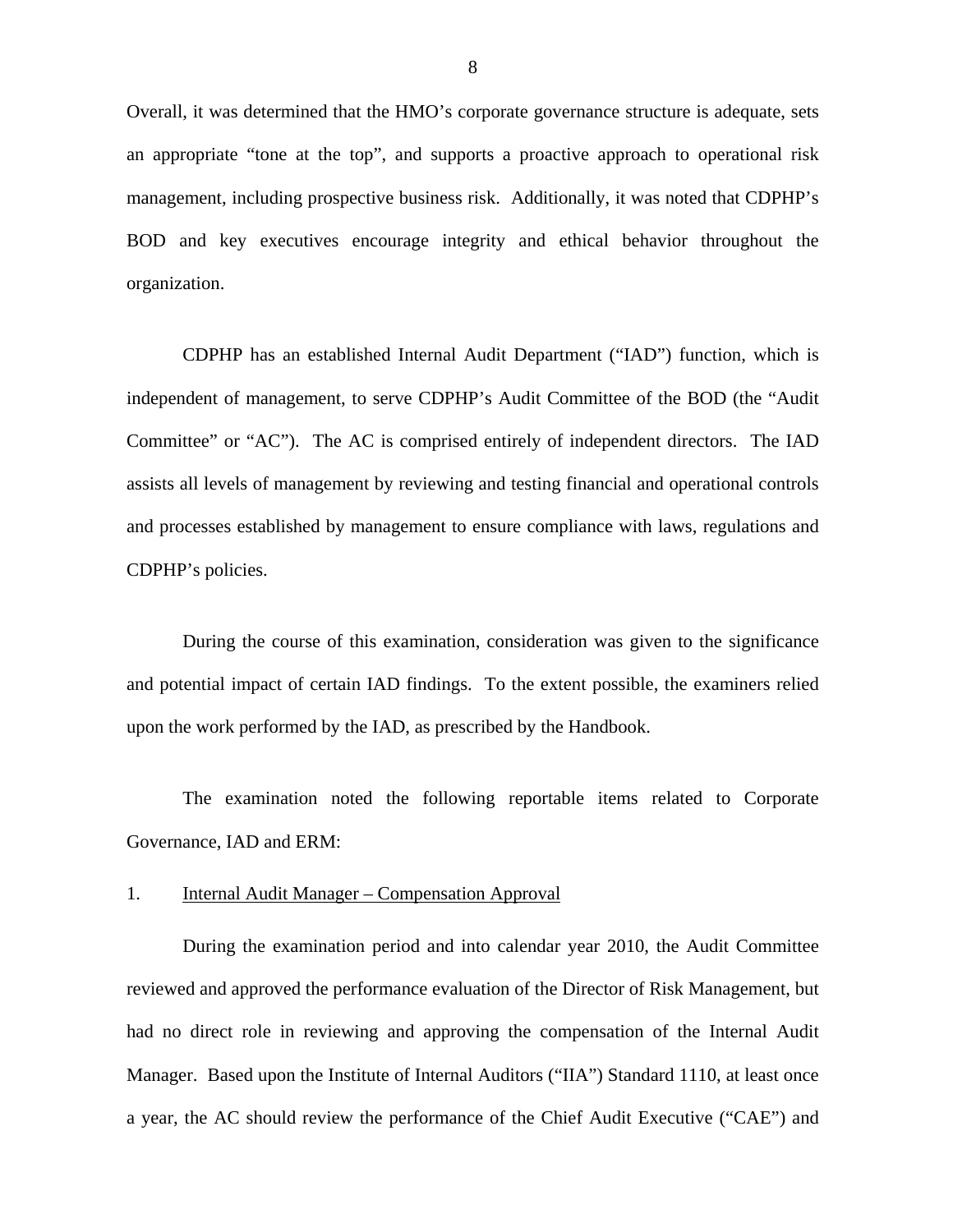Overall, it was determined that the HMO's corporate governance structure is adequate, sets an appropriate "tone at the top", and supports a proactive approach to operational risk management, including prospective business risk. Additionally, it was noted that CDPHP's BOD and key executives encourage integrity and ethical behavior throughout the organization.

CDPHP has an established Internal Audit Department ("IAD") function, which is independent of management, to serve CDPHP's Audit Committee of the BOD (the "Audit Committee" or "AC"). The AC is comprised entirely of independent directors. The IAD assists all levels of management by reviewing and testing financial and operational controls and processes established by management to ensure compliance with laws, regulations and CDPHP's policies.

During the course of this examination, consideration was given to the significance and potential impact of certain IAD findings. To the extent possible, the examiners relied upon the work performed by the IAD, as prescribed by the Handbook.

The examination noted the following reportable items related to Corporate Governance, IAD and ERM:

1. Internal Audit Manager – Compensation Approval

During the examination period and into calendar year 2010, the Audit Committee reviewed and approved the performance evaluation of the Director of Risk Management, but had no direct role in reviewing and approving the compensation of the Internal Audit Manager. Based upon the Institute of Internal Auditors ("IIA") Standard 1110, at least once a year, the AC should review the performance of the Chief Audit Executive ("CAE") and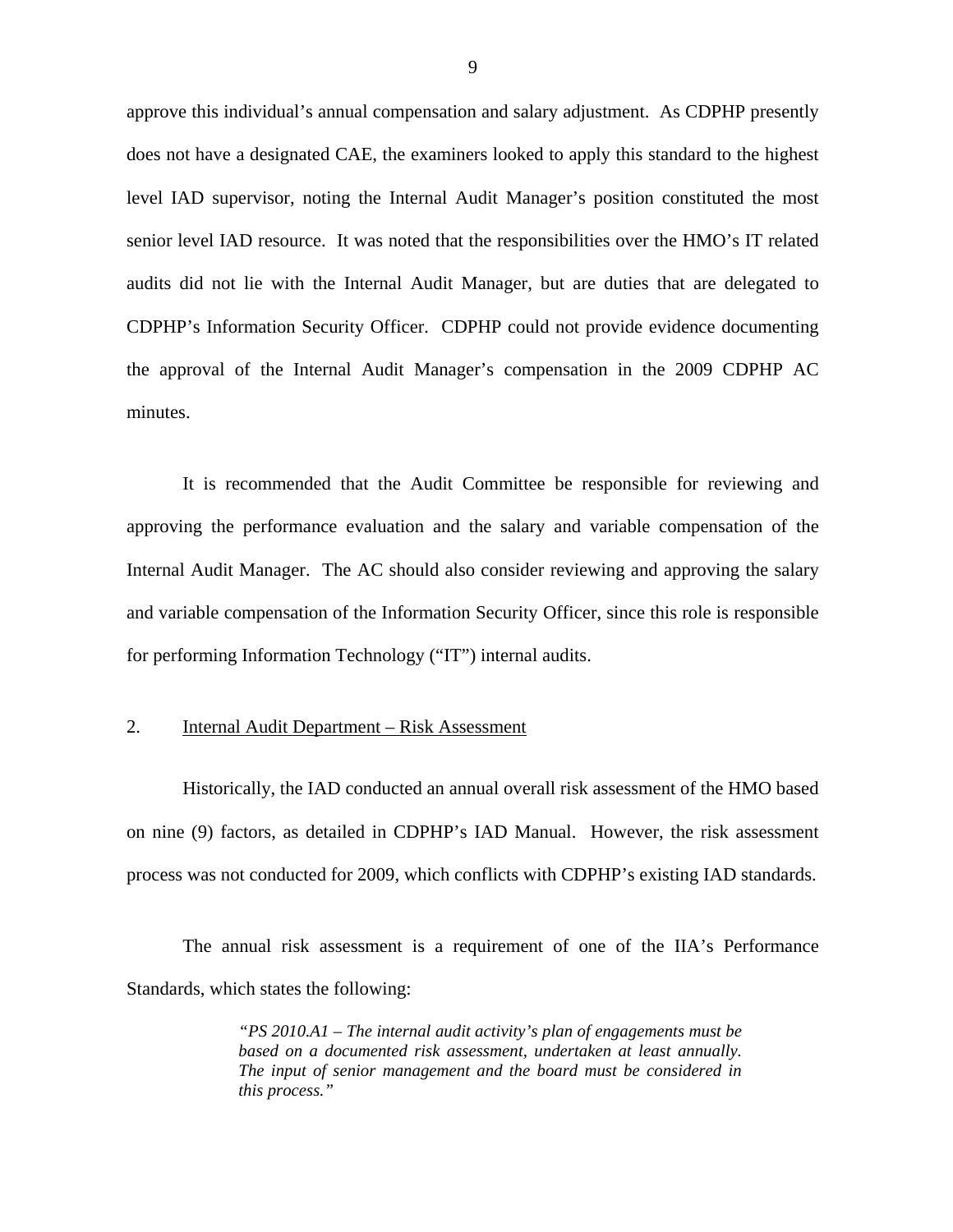approve this individual's annual compensation and salary adjustment. As CDPHP presently does not have a designated CAE, the examiners looked to apply this standard to the highest level IAD supervisor, noting the Internal Audit Manager's position constituted the most senior level IAD resource. It was noted that the responsibilities over the HMO's IT related audits did not lie with the Internal Audit Manager, but are duties that are delegated to CDPHP's Information Security Officer. CDPHP could not provide evidence documenting the approval of the Internal Audit Manager's compensation in the 2009 CDPHP AC minutes.

It is recommended that the Audit Committee be responsible for reviewing and approving the performance evaluation and the salary and variable compensation of the Internal Audit Manager. The AC should also consider reviewing and approving the salary and variable compensation of the Information Security Officer, since this role is responsible for performing Information Technology ("IT") internal audits.

2. <u>Internal Audit Department – Risk Assessment</u>

Historically, the IAD conducted an annual overall risk assessment of the HMO based on nine (9) factors, as detailed in CDPHP's IAD Manual. However, the risk assessment process was not conducted for 2009, which conflicts with CDPHP's existing IAD standards.

The annual risk assessment is a requirement of one of the IIA's Performance Standards, which states the following:

> *"PS 2010.A1 – The internal audit activity's plan of engagements must be based on a documented risk assessment, undertaken at least annually. The input of senior management and the board must be considered in this process."*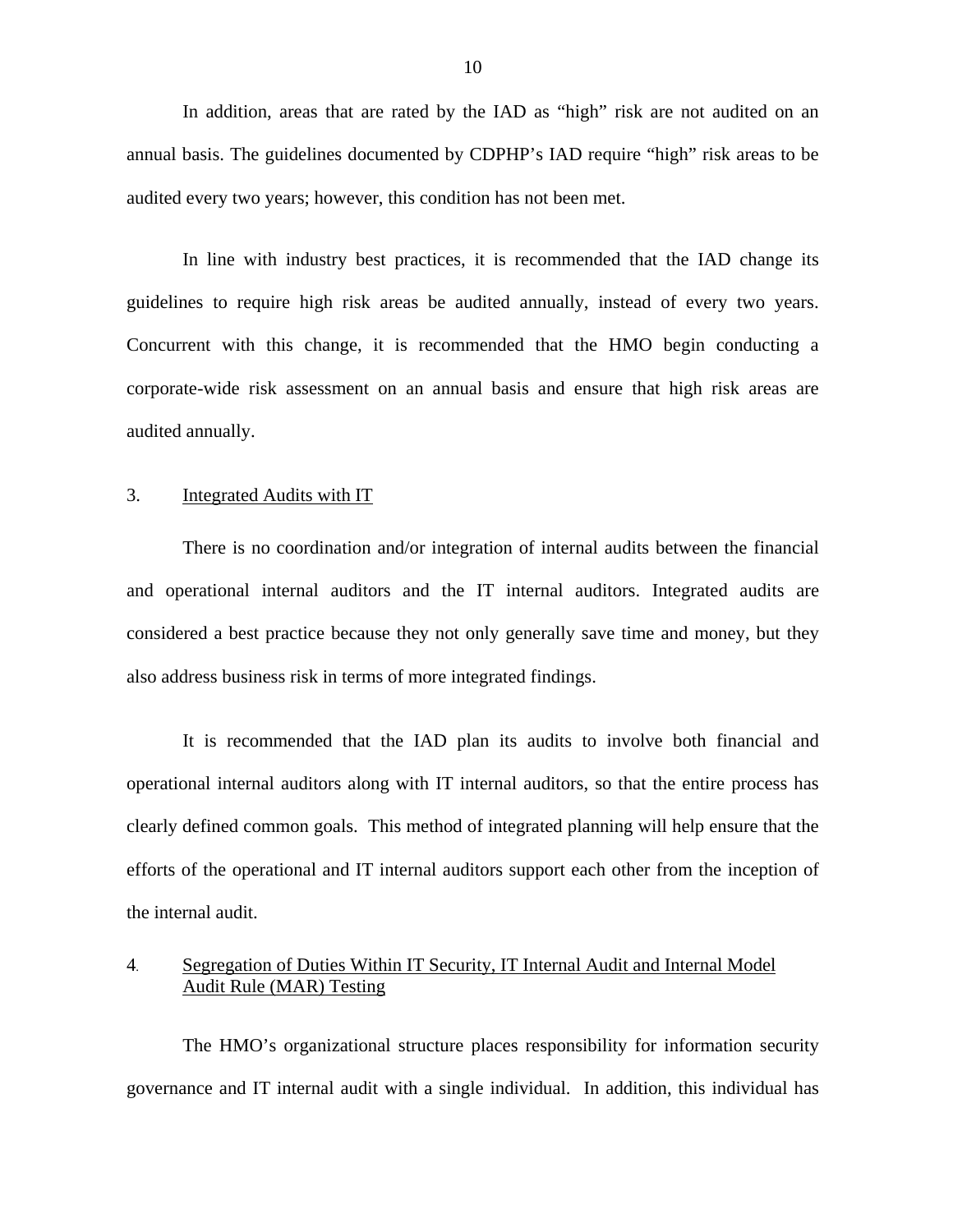In addition, areas that are rated by the IAD as "high" risk are not audited on an annual basis. The guidelines documented by CDPHP's IAD require "high" risk areas to be audited every two years; however, this condition has not been met.

In line with industry best practices, it is recommended that the IAD change its guidelines to require high risk areas be audited annually, instead of every two years. Concurrent with this change, it is recommended that the HMO begin conducting a corporate-wide risk assessment on an annual basis and ensure that high risk areas are audited annually.

3. <u>Integrated Audits with IT</u>

There is no coordination and/or integration of internal audits between the financial and operational internal auditors and the IT internal auditors. Integrated audits are considered a best practice because they not only generally save time and money, but they also address business risk in terms of more integrated findings.

It is recommended that the IAD plan its audits to involve both financial and operational internal auditors along with IT internal auditors, so that the entire process has clearly defined common goals. This method of integrated planning will help ensure that the efforts of the operational and IT internal auditors support each other from the inception of the internal audit.

4. <u>Segregation of Duties Within IT Security, IT Internal Audit and Internal Model Audit Rule (MAR) Testing</u>

The HMO's organizational structure places responsibility for information security governance and IT internal audit with a single individual. In addition, this individual has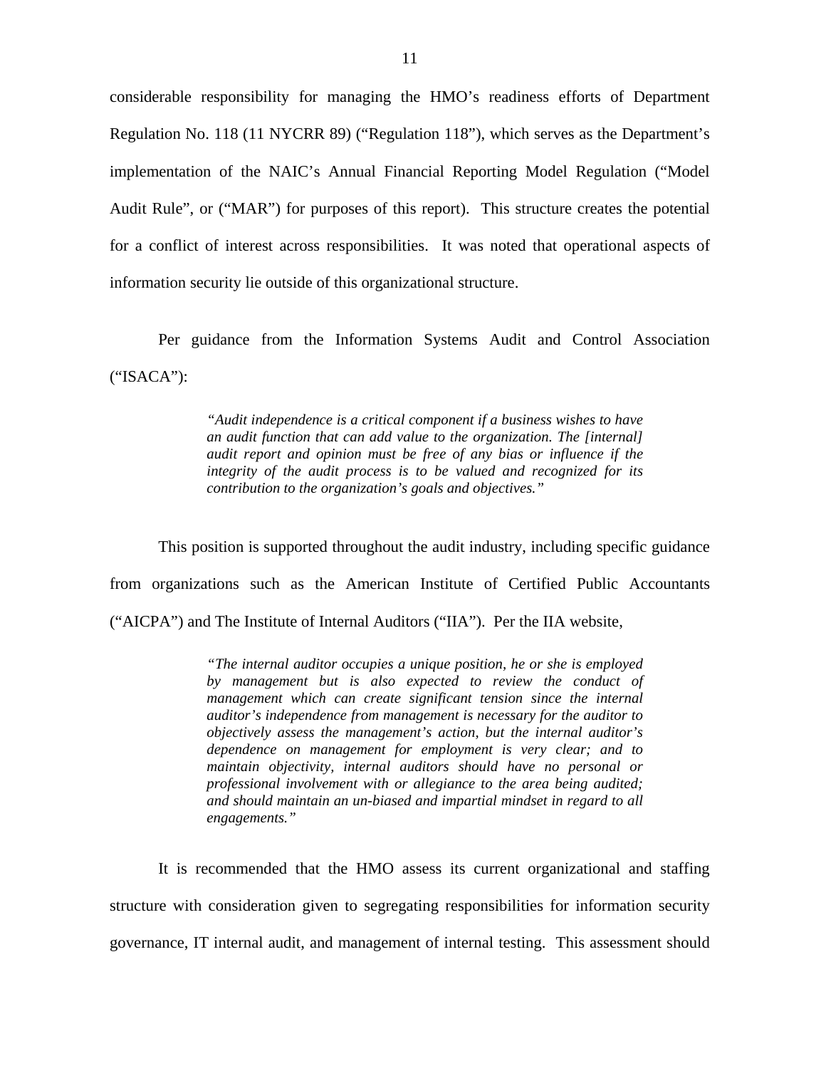considerable responsibility for managing the HMO's readiness efforts of Department Regulation No. 118 (11 NYCRR 89) ("Regulation 118"), which serves as the Department's implementation of the NAIC's Annual Financial Reporting Model Regulation ("Model Audit Rule", or ("MAR") for purposes of this report). This structure creates the potential for a conflict of interest across responsibilities. It was noted that operational aspects of information security lie outside of this organizational structure.

Per guidance from the Information Systems Audit and Control Association ("ISACA"):

> *"Audit independence is a critical component if a business wishes to have an audit function that can add value to the organization. The [internal] audit report and opinion must be free of any bias or influence if the integrity of the audit process is to be valued and recognized for its contribution to the organization's goals and objectives."*

This position is supported throughout the audit industry, including specific guidance from organizations such as the American Institute of Certified Public Accountants ("AICPA") and The Institute of Internal Auditors ("IIA"). Per the IIA website,

> *"The internal auditor occupies a unique position, he or she is employed by management but is also expected to review the conduct of management which can create significant tension since the internal auditor's independence from management is necessary for the auditor to objectively assess the management's action, but the internal auditor's dependence on management for employment is very clear; and to maintain objectivity, internal auditors should have no personal or professional involvement with or allegiance to the area being audited; and should maintain an un-biased and impartial mindset in regard to all engagements."*

It is recommended that the HMO assess its current organizational and staffing structure with consideration given to segregating responsibilities for information security governance, IT internal audit, and management of internal testing. This assessment should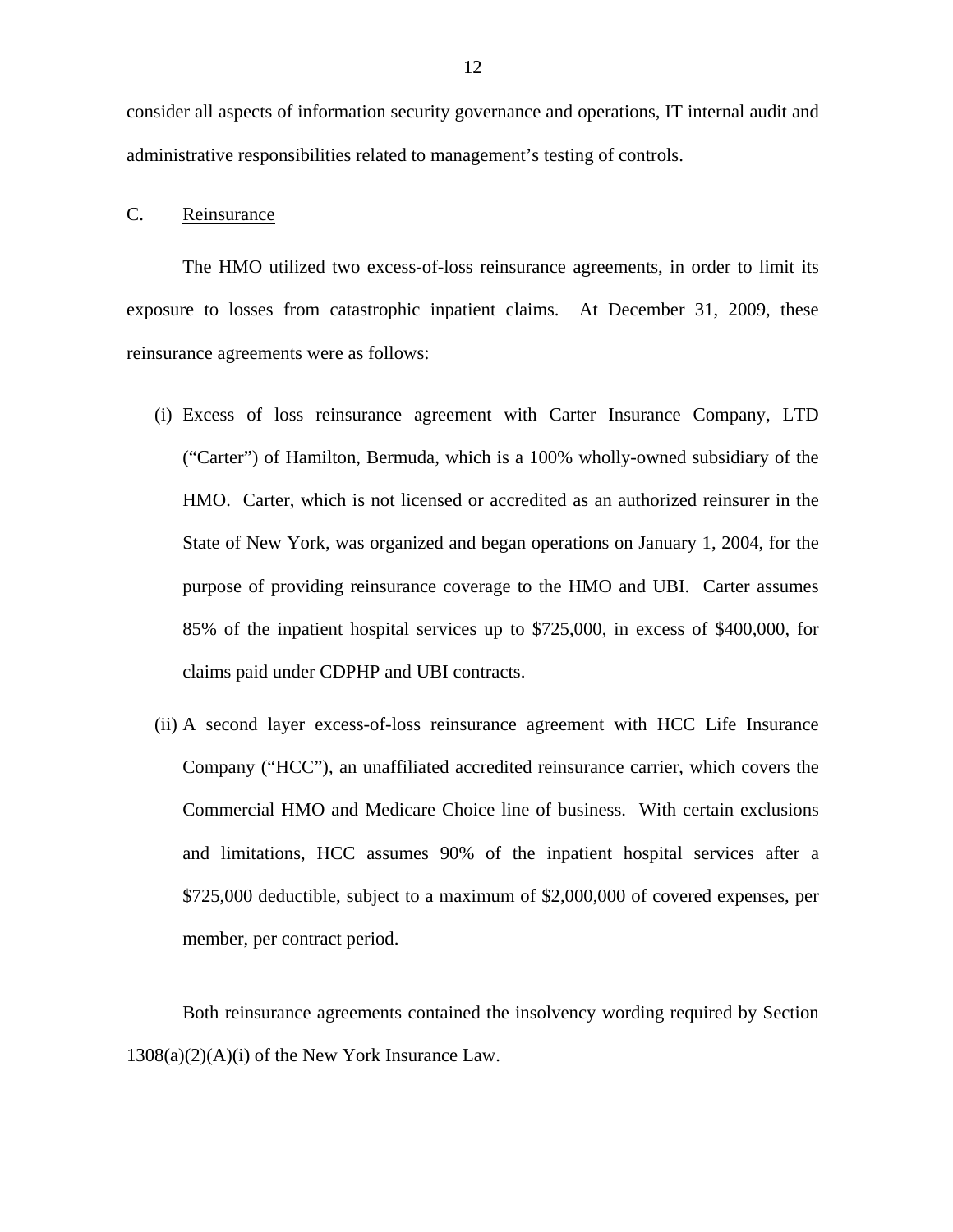consider all aspects of information security governance and operations, IT internal audit and administrative responsibilities related to management's testing of controls.

## C. Reinsurance

The HMO utilized two excess-of-loss reinsurance agreements, in order to limit its exposure to losses from catastrophic inpatient claims. At December 31, 2009, these reinsurance agreements were as follows:

(i) Excess of loss reinsurance agreement with Carter Insurance Company, LTD ("Carter") of Hamilton, Bermuda, which is a 100% wholly-owned subsidiary of the HMO. Carter, which is not licensed or accredited as an authorized reinsurer in the State of New York, was organized and began operations on January 1, 2004, for the purpose of providing reinsurance coverage to the HMO and UBI. Carter assumes 85% of the inpatient hospital services up to $725,000, in excess of $400,000, for claims paid under CDPHP and UBI contracts.

(ii) A second layer excess-of-loss reinsurance agreement with HCC Life Insurance Company ("HCC"), an unaffiliated accredited reinsurance carrier, which covers the Commercial HMO and Medicare Choice line of business. With certain exclusions and limitations, HCC assumes 90% of the inpatient hospital services after a $725,000 deductible, subject to a maximum of $2,000,000 of covered expenses, per member, per contract period.

Both reinsurance agreements contained the insolvency wording required by Section 1308(a)(2)(A)(i) of the New York Insurance Law.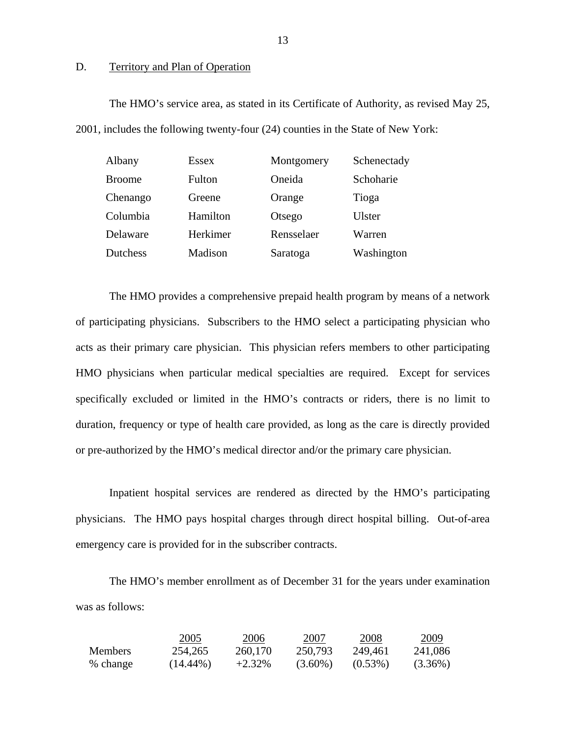## D. Territory and Plan of Operation

The HMO's service area, as stated in its Certificate of Authority, as revised May 25, 2001, includes the following twenty-four (24) counties in the State of New York:

| | | | |
|---|---|---|---|
| Albany | Essex | Montgomery | Schenectady |
| Broome | Fulton | Oneida | Schoharie |
| Chenango | Greene | Orange | Tioga |
| Columbia | Hamilton | Otsego | Ulster |
| Delaware | Herkimer | Rensselaer | Warren |
| Dutchess | Madison | Saratoga | Washington |

The HMO provides a comprehensive prepaid health program by means of a network of participating physicians. Subscribers to the HMO select a participating physician who acts as their primary care physician. This physician refers members to other participating HMO physicians when particular medical specialties are required. Except for services specifically excluded or limited in the HMO's contracts or riders, there is no limit to duration, frequency or type of health care provided, as long as the care is directly provided or pre-authorized by the HMO's medical director and/or the primary care physician.

Inpatient hospital services are rendered as directed by the HMO's participating physicians. The HMO pays hospital charges through direct hospital billing. Out-of-area emergency care is provided for in the subscriber contracts.

The HMO's member enrollment as of December 31 for the years under examination was as follows:

| | 2005 | 2006 | 2007 | 2008 | 2009 |
|---|---|---|---|---|---|
| Members | 254,265 | 260,170 | 250,793 | 249,461 | 241,086 |
| % change | (14.44%) | +2.32% | (3.60%) | (0.53%) | (3.36%) |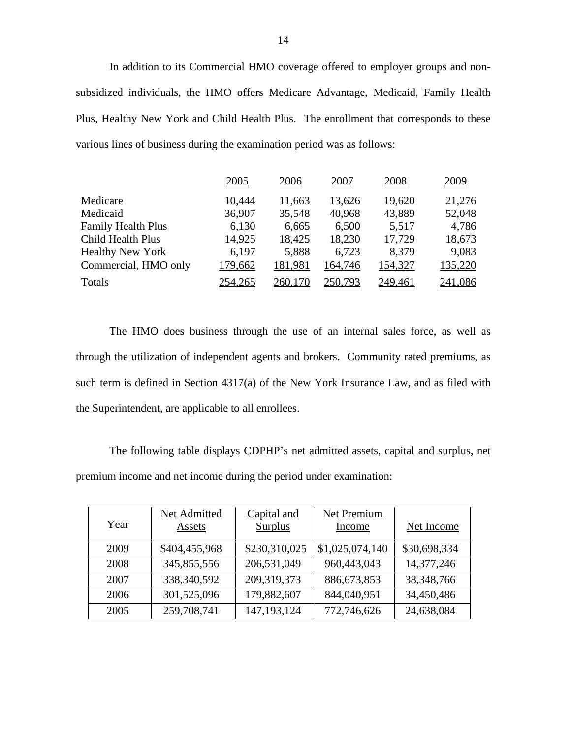In addition to its Commercial HMO coverage offered to employer groups and non-subsidized individuals, the HMO offers Medicare Advantage, Medicaid, Family Health Plus, Healthy New York and Child Health Plus. The enrollment that corresponds to these various lines of business during the examination period was as follows:

| | 2005 | 2006 | 2007 | 2008 | 2009 |
|---|---|---|---|---|---|
| Medicare | 10,444 | 11,663 | 13,626 | 19,620 | 21,276 |
| Medicaid | 36,907 | 35,548 | 40,968 | 43,889 | 52,048 |
| Family Health Plus | 6,130 | 6,665 | 6,500 | 5,517 | 4,786 |
| Child Health Plus | 14,925 | 18,425 | 18,230 | 17,729 | 18,673 |
| Healthy New York | 6,197 | 5,888 | 6,723 | 8,379 | 9,083 |
| Commercial, HMO only | 179,662 | 181,981 | 164,746 | 154,327 | 135,220 |
| Totals | 254,265 | 260,170 | 250,793 | 249,461 | 241,086 |

The HMO does business through the use of an internal sales force, as well as through the utilization of independent agents and brokers. Community rated premiums, as such term is defined in Section 4317(a) of the New York Insurance Law, and as filed with the Superintendent, are applicable to all enrollees.

The following table displays CDPHP's net admitted assets, capital and surplus, net premium income and net income during the period under examination:

| Year | Net Admitted Assets | Capital and Surplus | Net Premium Income | Net Income |
|---|---|---|---|---|
| 2009 | $404,455,968 | $230,310,025 | $1,025,074,140 | $30,698,334 |
| 2008 | 345,855,556 | 206,531,049 | 960,443,043 | 14,377,246 |
| 2007 | 338,340,592 | 209,319,373 | 886,673,853 | 38,348,766 |
| 2006 | 301,525,096 | 179,882,607 | 844,040,951 | 34,450,486 |
| 2005 | 259,708,741 | 147,193,124 | 772,746,626 | 24,638,084 |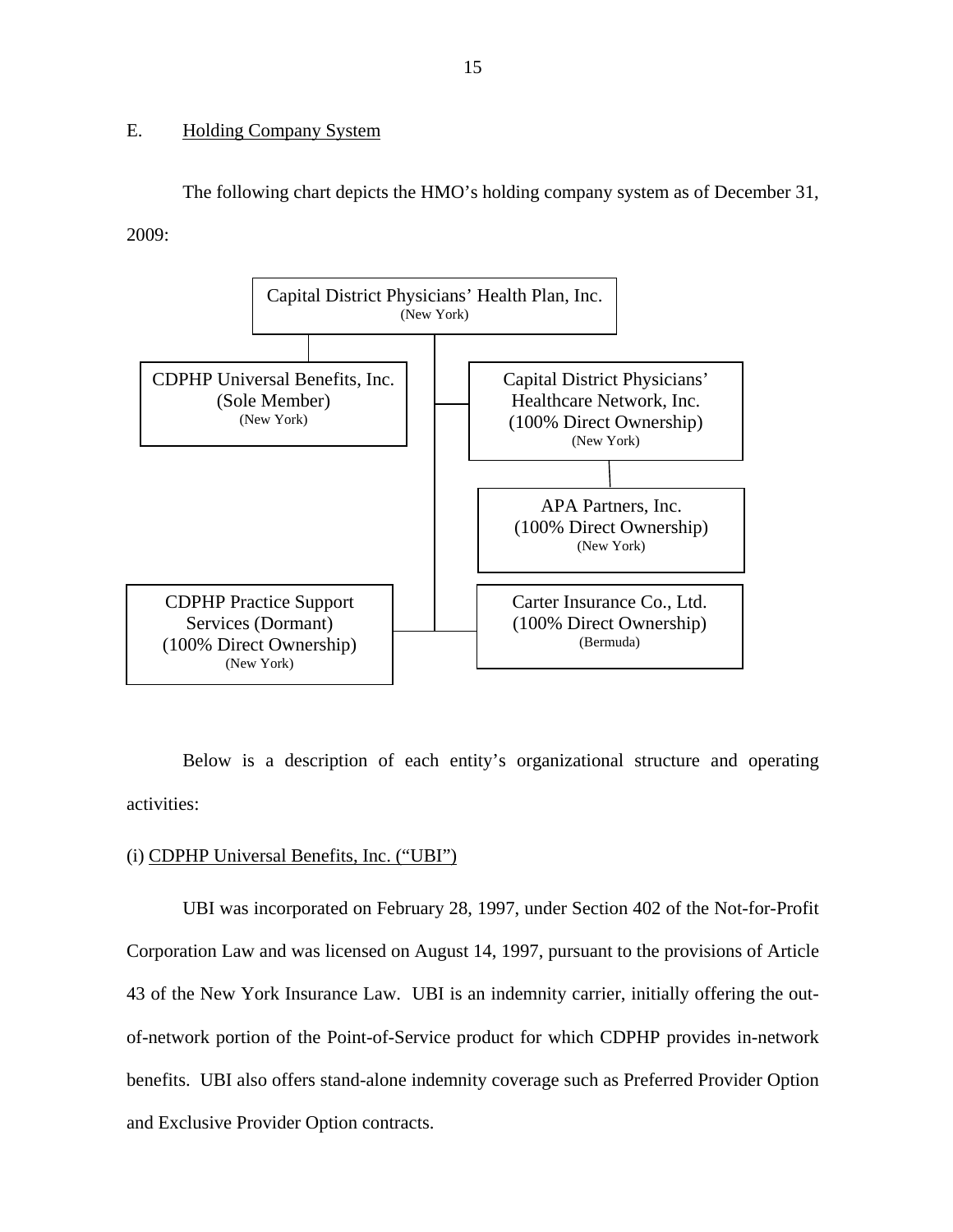## E. Holding Company System

The following chart depicts the HMO's holding company system as of December 31, 2009:

- Capital District Physicians' Health Plan, Inc. (New York)
  - CDPHP Universal Benefits, Inc. (Sole Member) (New York)
  - Capital District Physicians' Healthcare Network, Inc. (100% Direct Ownership) (New York)
    - APA Partners, Inc. (100% Direct Ownership) (New York)
  - CDPHP Practice Support Services (Dormant) (100% Direct Ownership) (New York)
  - Carter Insurance Co., Ltd. (100% Direct Ownership) (Bermuda)

Below is a description of each entity's organizational structure and operating activities:

(i) CDPHP Universal Benefits, Inc. ("UBI")

UBI was incorporated on February 28, 1997, under Section 402 of the Not-for-Profit Corporation Law and was licensed on August 14, 1997, pursuant to the provisions of Article 43 of the New York Insurance Law. UBI is an indemnity carrier, initially offering the out-of-network portion of the Point-of-Service product for which CDPHP provides in-network benefits. UBI also offers stand-alone indemnity coverage such as Preferred Provider Option and Exclusive Provider Option contracts.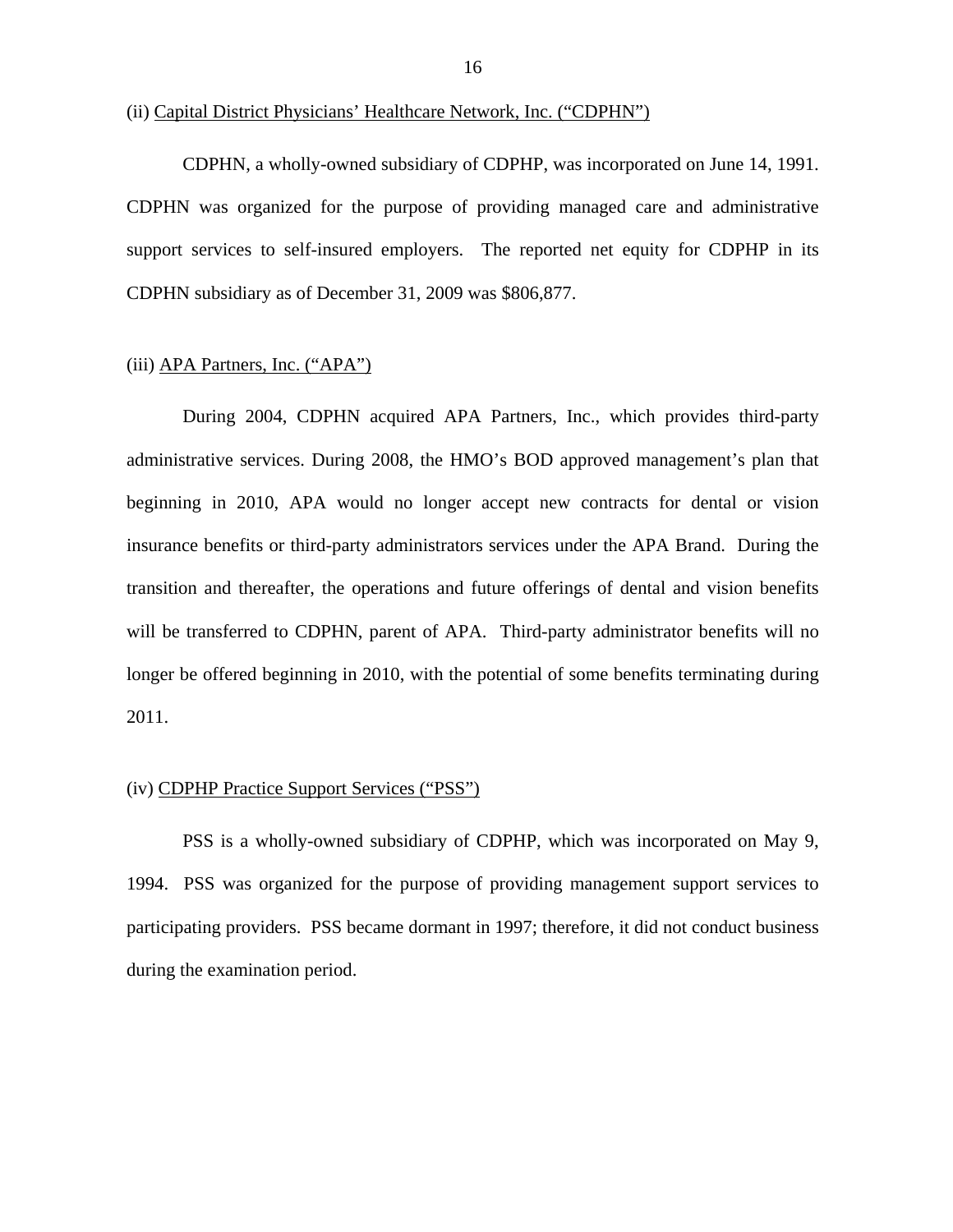(ii) Capital District Physicians' Healthcare Network, Inc. ("CDPHN")

CDPHN, a wholly-owned subsidiary of CDPHP, was incorporated on June 14, 1991. CDPHN was organized for the purpose of providing managed care and administrative support services to self-insured employers. The reported net equity for CDPHP in its CDPHN subsidiary as of December 31, 2009 was $806,877.

(iii) APA Partners, Inc. ("APA")

During 2004, CDPHN acquired APA Partners, Inc., which provides third-party administrative services. During 2008, the HMO's BOD approved management's plan that beginning in 2010, APA would no longer accept new contracts for dental or vision insurance benefits or third-party administrators services under the APA Brand. During the transition and thereafter, the operations and future offerings of dental and vision benefits will be transferred to CDPHN, parent of APA. Third-party administrator benefits will no longer be offered beginning in 2010, with the potential of some benefits terminating during 2011.

(iv) CDPHP Practice Support Services ("PSS")

PSS is a wholly-owned subsidiary of CDPHP, which was incorporated on May 9, 1994. PSS was organized for the purpose of providing management support services to participating providers. PSS became dormant in 1997; therefore, it did not conduct business during the examination period.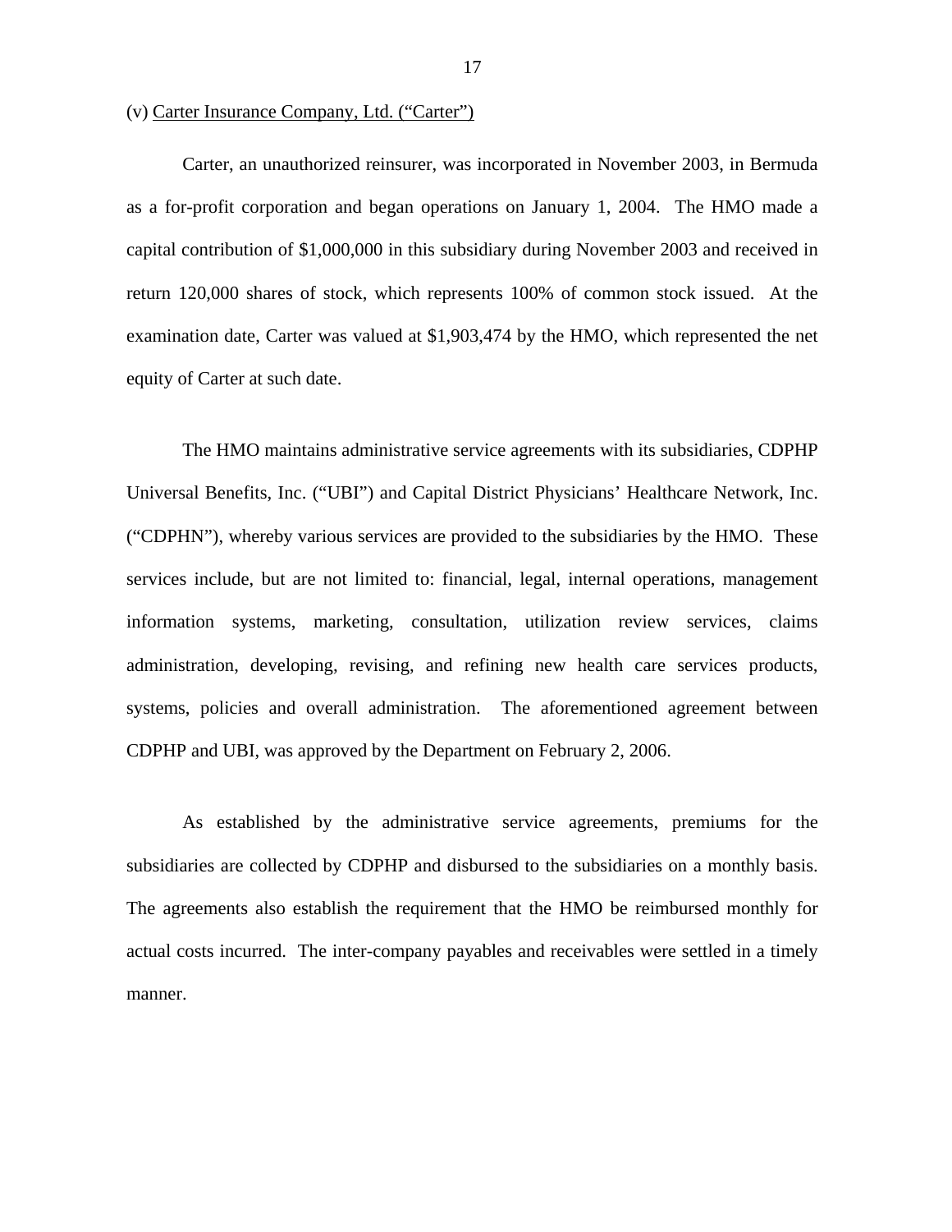(v) Carter Insurance Company, Ltd. (“Carter”)

Carter, an unauthorized reinsurer, was incorporated in November 2003, in Bermuda as a for-profit corporation and began operations on January 1, 2004. The HMO made a capital contribution of $1,000,000 in this subsidiary during November 2003 and received in return 120,000 shares of stock, which represents 100% of common stock issued. At the examination date, Carter was valued at $1,903,474 by the HMO, which represented the net equity of Carter at such date.

The HMO maintains administrative service agreements with its subsidiaries, CDPHP Universal Benefits, Inc. (“UBI”) and Capital District Physicians’ Healthcare Network, Inc. (“CDPHN”), whereby various services are provided to the subsidiaries by the HMO. These services include, but are not limited to: financial, legal, internal operations, management information systems, marketing, consultation, utilization review services, claims administration, developing, revising, and refining new health care services products, systems, policies and overall administration. The aforementioned agreement between CDPHP and UBI, was approved by the Department on February 2, 2006.

As established by the administrative service agreements, premiums for the subsidiaries are collected by CDPHP and disbursed to the subsidiaries on a monthly basis. The agreements also establish the requirement that the HMO be reimbursed monthly for actual costs incurred. The inter-company payables and receivables were settled in a timely manner.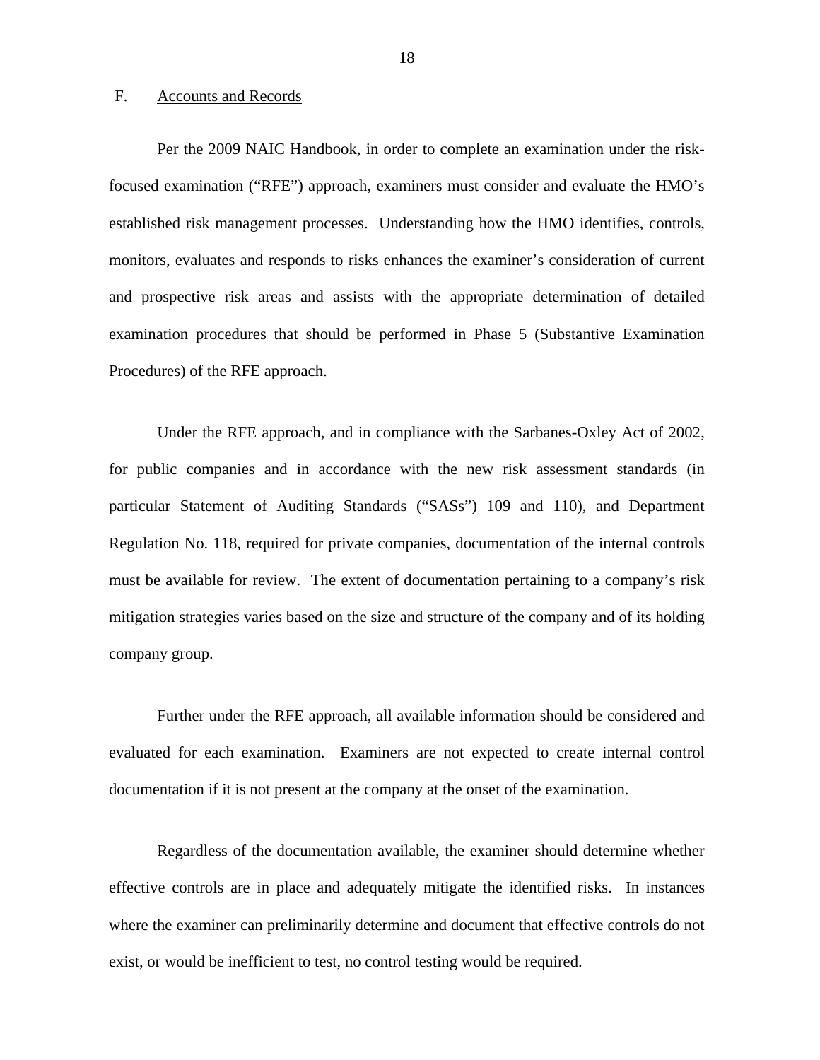## F. Accounts and Records

Per the 2009 NAIC Handbook, in order to complete an examination under the risk-focused examination ("RFE") approach, examiners must consider and evaluate the HMO's established risk management processes. Understanding how the HMO identifies, controls, monitors, evaluates and responds to risks enhances the examiner's consideration of current and prospective risk areas and assists with the appropriate determination of detailed examination procedures that should be performed in Phase 5 (Substantive Examination Procedures) of the RFE approach.

Under the RFE approach, and in compliance with the Sarbanes-Oxley Act of 2002, for public companies and in accordance with the new risk assessment standards (in particular Statement of Auditing Standards ("SASs") 109 and 110), and Department Regulation No. 118, required for private companies, documentation of the internal controls must be available for review. The extent of documentation pertaining to a company's risk mitigation strategies varies based on the size and structure of the company and of its holding company group.

Further under the RFE approach, all available information should be considered and evaluated for each examination. Examiners are not expected to create internal control documentation if it is not present at the company at the onset of the examination.

Regardless of the documentation available, the examiner should determine whether effective controls are in place and adequately mitigate the identified risks. In instances where the examiner can preliminarily determine and document that effective controls do not exist, or would be inefficient to test, no control testing would be required.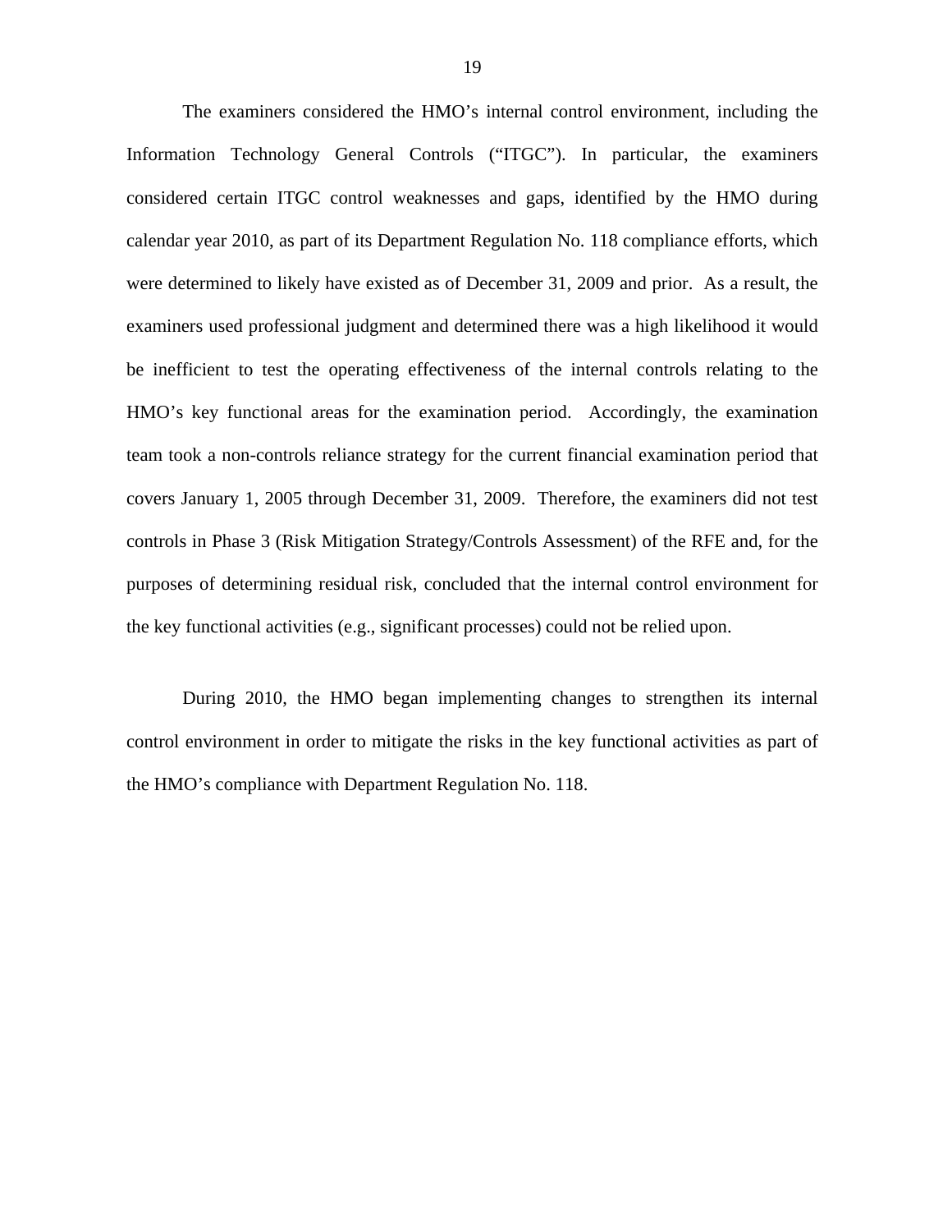The examiners considered the HMO's internal control environment, including the Information Technology General Controls ("ITGC"). In particular, the examiners considered certain ITGC control weaknesses and gaps, identified by the HMO during calendar year 2010, as part of its Department Regulation No. 118 compliance efforts, which were determined to likely have existed as of December 31, 2009 and prior. As a result, the examiners used professional judgment and determined there was a high likelihood it would be inefficient to test the operating effectiveness of the internal controls relating to the HMO's key functional areas for the examination period. Accordingly, the examination team took a non-controls reliance strategy for the current financial examination period that covers January 1, 2005 through December 31, 2009. Therefore, the examiners did not test controls in Phase 3 (Risk Mitigation Strategy/Controls Assessment) of the RFE and, for the purposes of determining residual risk, concluded that the internal control environment for the key functional activities (e.g., significant processes) could not be relied upon.

During 2010, the HMO began implementing changes to strengthen its internal control environment in order to mitigate the risks in the key functional activities as part of the HMO's compliance with Department Regulation No. 118.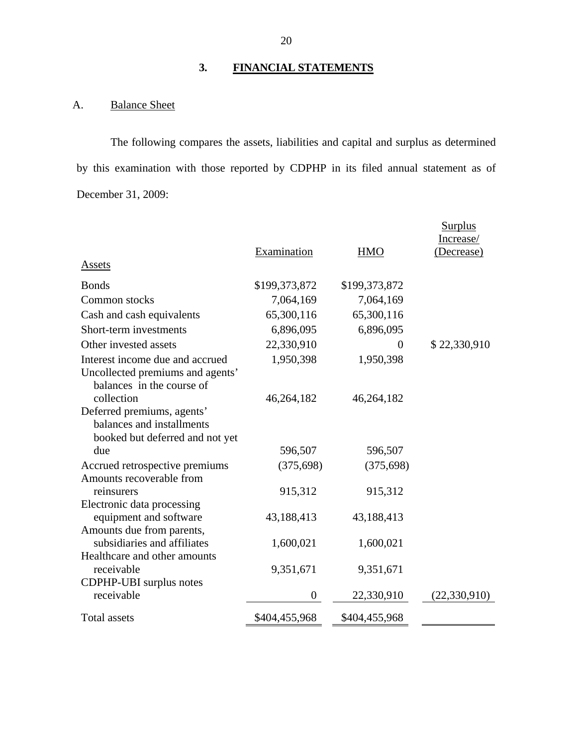## 3. FINANCIAL STATEMENTS

### A. Balance Sheet

The following compares the assets, liabilities and capital and surplus as determined by this examination with those reported by CDPHP in its filed annual statement as of December 31, 2009:

| Assets | Examination | HMO | Surplus Increase/ (Decrease) |
|---|---|---|---|
| Bonds | $199,373,872 | $199,373,872 | |
| Common stocks | 7,064,169 | 7,064,169 | |
| Cash and cash equivalents | 65,300,116 | 65,300,116 | |
| Short-term investments | 6,896,095 | 6,896,095 | |
| Other invested assets | 22,330,910 | 0 | $ 22,330,910 |
| Interest income due and accrued | 1,950,398 | 1,950,398 | |
| Uncollected premiums and agents' balances in the course of collection | 46,264,182 | 46,264,182 | |
| Deferred premiums, agents' balances and installments booked but deferred and not yet due | 596,507 | 596,507 | |
| Accrued retrospective premiums | (375,698) | (375,698) | |
| Amounts recoverable from reinsurers | 915,312 | 915,312 | |
| Electronic data processing equipment and software | 43,188,413 | 43,188,413 | |
| Amounts due from parents, subsidiaries and affiliates | 1,600,021 | 1,600,021 | |
| Healthcare and other amounts receivable | 9,351,671 | 9,351,671 | |
| CDPHP-UBI surplus notes receivable | 0 | 22,330,910 | (22,330,910) |
| Total assets | $404,455,968 | $404,455,968 | |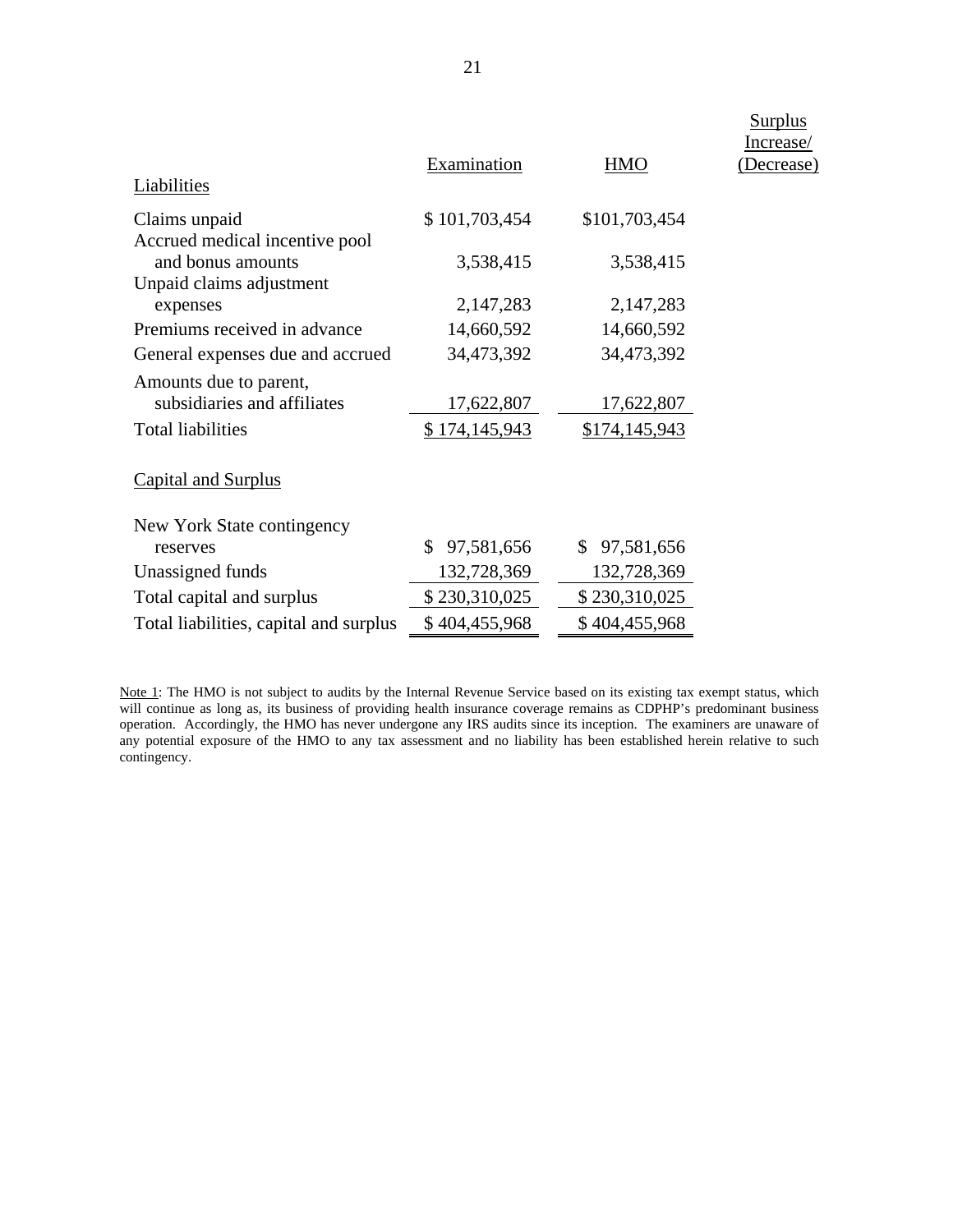| | Examination | HMO | Surplus Increase/ (Decrease) |
|---|---|---|---|
| Liabilities | | | |
| Claims unpaid | $ 101,703,454 | $101,703,454 | |
| Accrued medical incentive pool and bonus amounts | 3,538,415 | 3,538,415 | |
| Unpaid claims adjustment expenses | 2,147,283 | 2,147,283 | |
| Premiums received in advance | 14,660,592 | 14,660,592 | |
| General expenses due and accrued | 34,473,392 | 34,473,392 | |
| Amounts due to parent, subsidiaries and affiliates | 17,622,807 | 17,622,807 | |
| Total liabilities | $ 174,145,943 | $174,145,943 | |
| Capital and Surplus | | | |
| New York State contingency reserves | $ 97,581,656 | $ 97,581,656 | |
| Unassigned funds | 132,728,369 | 132,728,369 | |
| Total capital and surplus | $ 230,310,025 | $ 230,310,025 | |
| Total liabilities, capital and surplus | $ 404,455,968 | $ 404,455,968 | |

Note 1: The HMO is not subject to audits by the Internal Revenue Service based on its existing tax exempt status, which will continue as long as, its business of providing health insurance coverage remains as CDPHP's predominant business operation. Accordingly, the HMO has never undergone any IRS audits since its inception. The examiners are unaware of any potential exposure of the HMO to any tax assessment and no liability has been established herein relative to such contingency.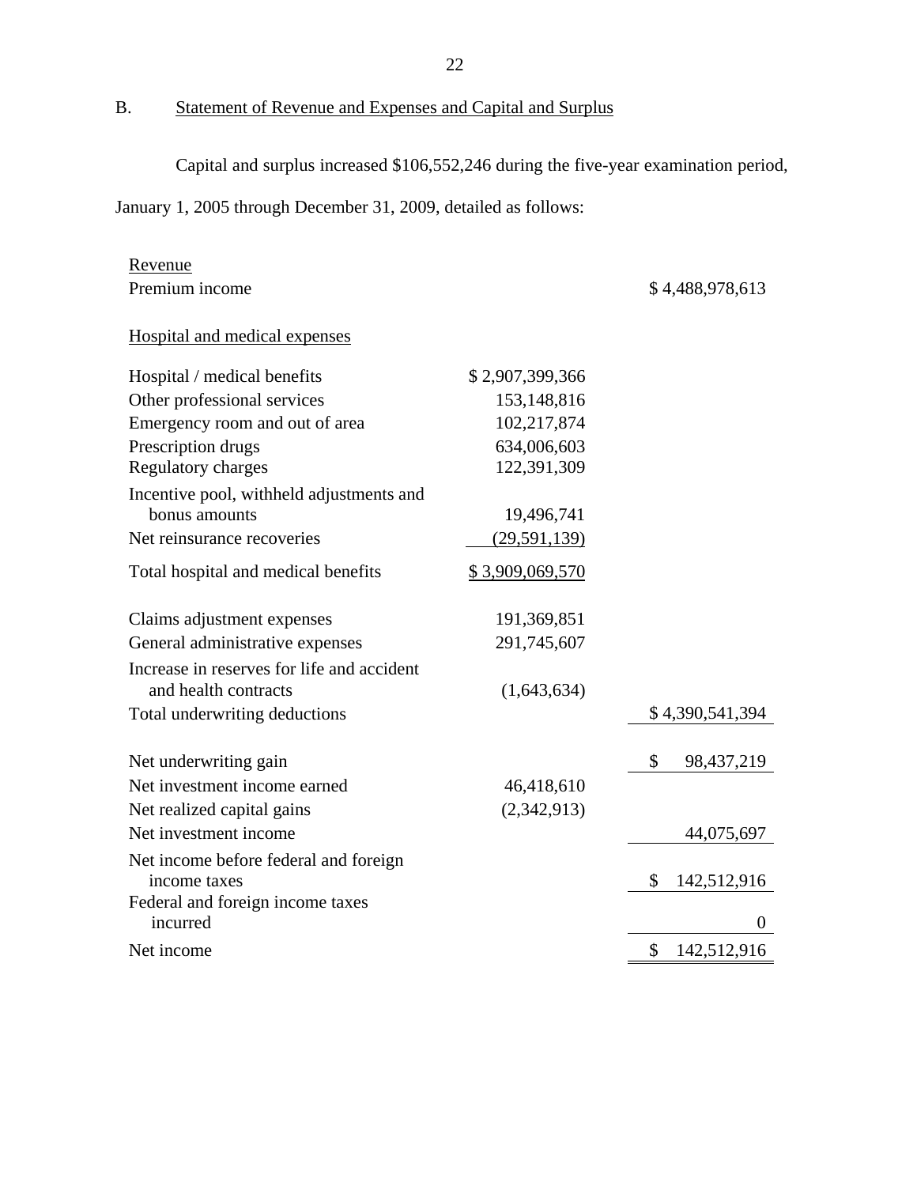## B. Statement of Revenue and Expenses and Capital and Surplus

Capital and surplus increased $106,552,246 during the five-year examination period, January 1, 2005 through December 31, 2009, detailed as follows:

| | | |
|---|---|---|
| Revenue | | |
| Premium income | | $ 4,488,978,613 |
| | | |
| Hospital and medical expenses | | |
| Hospital / medical benefits | $ 2,907,399,366 | |
| Other professional services | 153,148,816 | |
| Emergency room and out of area | 102,217,874 | |
| Prescription drugs | 634,006,603 | |
| Regulatory charges | 122,391,309 | |
| Incentive pool, withheld adjustments and bonus amounts | 19,496,741 | |
| Net reinsurance recoveries | (29,591,139) | |
| Total hospital and medical benefits | $ 3,909,069,570 | |
| | | |
| Claims adjustment expenses | 191,369,851 | |
| General administrative expenses | 291,745,607 | |
| Increase in reserves for life and accident and health contracts | (1,643,634) | |
| Total underwriting deductions | | $ 4,390,541,394 |
| | | |
| Net underwriting gain | | $ 98,437,219 |
| Net investment income earned | 46,418,610 | |
| Net realized capital gains | (2,342,913) | |
| Net investment income | | 44,075,697 |
| Net income before federal and foreign income taxes | | $ 142,512,916 |
| Federal and foreign income taxes incurred | | 0 |
| Net income | | $ 142,512,916 |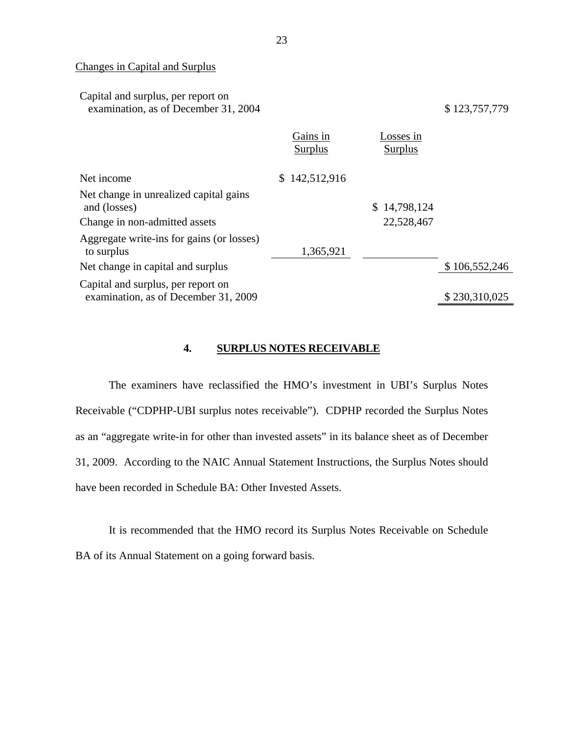Changes in Capital and Surplus

| | Gains in Surplus | Losses in Surplus | |
|---|---|---|---|
| Capital and surplus, per report on examination, as of December 31, 2004 | | | $ 123,757,779 |
| Net income | $ 142,512,916 | | |
| Net change in unrealized capital gains and (losses) | | $ 14,798,124 | |
| Change in non-admitted assets | | 22,528,467 | |
| Aggregate write-ins for gains (or losses) to surplus | 1,365,921 | | |
| Net change in capital and surplus | | | $ 106,552,246 |
| Capital and surplus, per report on examination, as of December 31, 2009 | | | $ 230,310,025 |

## 4. SURPLUS NOTES RECEIVABLE

The examiners have reclassified the HMO's investment in UBI's Surplus Notes Receivable ("CDPHP-UBI surplus notes receivable"). CDPHP recorded the Surplus Notes as an "aggregate write-in for other than invested assets" in its balance sheet as of December 31, 2009. According to the NAIC Annual Statement Instructions, the Surplus Notes should have been recorded in Schedule BA: Other Invested Assets.

It is recommended that the HMO record its Surplus Notes Receivable on Schedule BA of its Annual Statement on a going forward basis.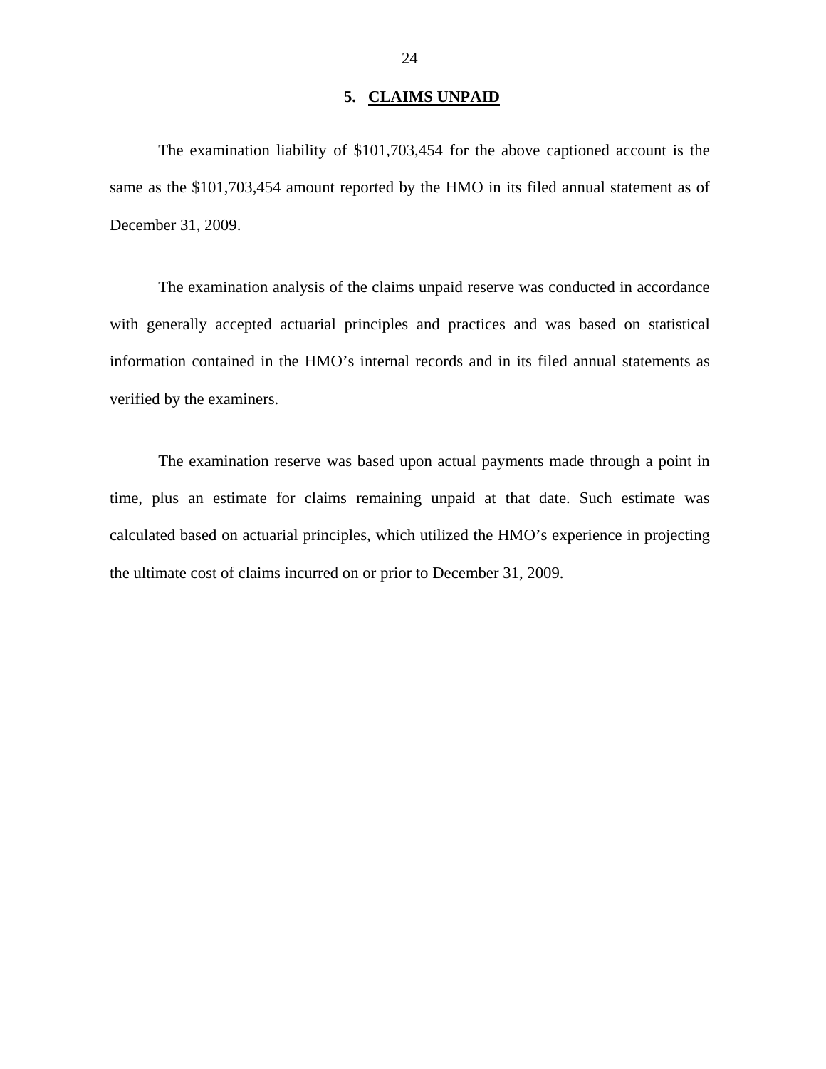## 5. CLAIMS UNPAID

The examination liability of $101,703,454 for the above captioned account is the same as the $101,703,454 amount reported by the HMO in its filed annual statement as of December 31, 2009.

The examination analysis of the claims unpaid reserve was conducted in accordance with generally accepted actuarial principles and practices and was based on statistical information contained in the HMO's internal records and in its filed annual statements as verified by the examiners.

The examination reserve was based upon actual payments made through a point in time, plus an estimate for claims remaining unpaid at that date. Such estimate was calculated based on actuarial principles, which utilized the HMO's experience in projecting the ultimate cost of claims incurred on or prior to December 31, 2009.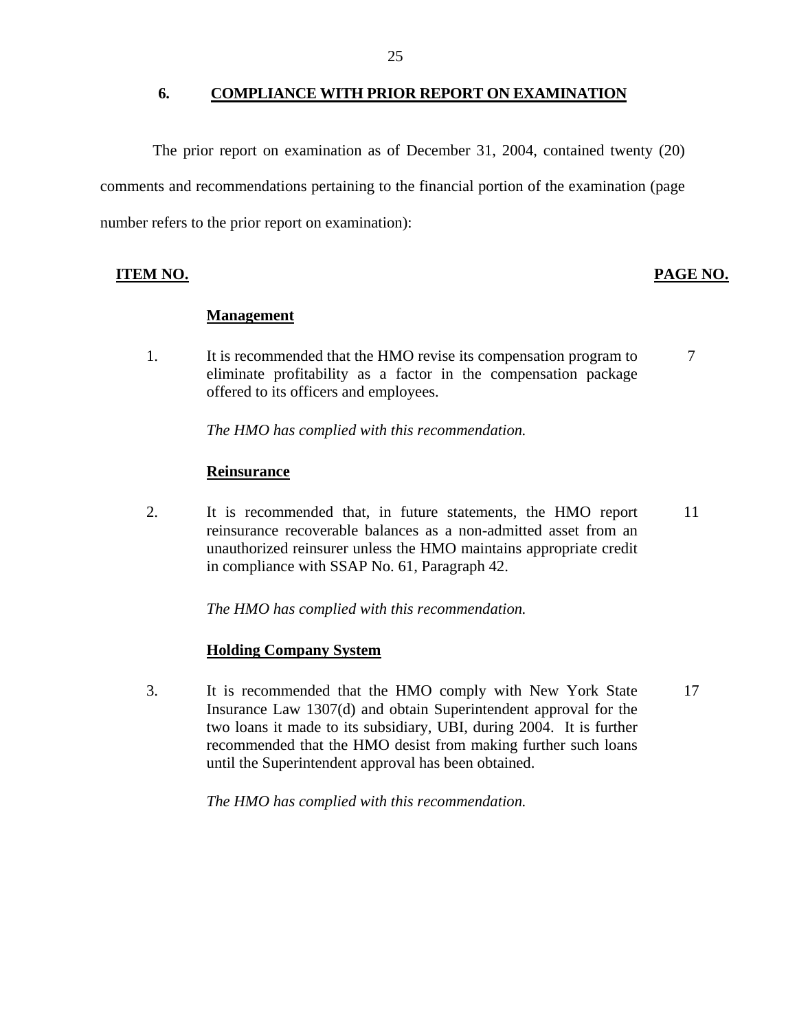## 6. COMPLIANCE WITH PRIOR REPORT ON EXAMINATION

The prior report on examination as of December 31, 2004, contained twenty (20) comments and recommendations pertaining to the financial portion of the examination (page number refers to the prior report on examination):

| ITEM NO. | | PAGE NO. |
|---|---|---|
| | **Management** | |
| 1. | It is recommended that the HMO revise its compensation program to eliminate profitability as a factor in the compensation package offered to its officers and employees.<br><br>*The HMO has complied with this recommendation.* | 7 |
| | **Reinsurance** | |
| 2. | It is recommended that, in future statements, the HMO report reinsurance recoverable balances as a non-admitted asset from an unauthorized reinsurer unless the HMO maintains appropriate credit in compliance with SSAP No. 61, Paragraph 42.<br><br>*The HMO has complied with this recommendation.* | 11 |
| | **Holding Company System** | |
| 3. | It is recommended that the HMO comply with New York State Insurance Law 1307(d) and obtain Superintendent approval for the two loans it made to its subsidiary, UBI, during 2004. It is further recommended that the HMO desist from making further such loans until the Superintendent approval has been obtained.<br><br>*The HMO has complied with this recommendation.* | 17 |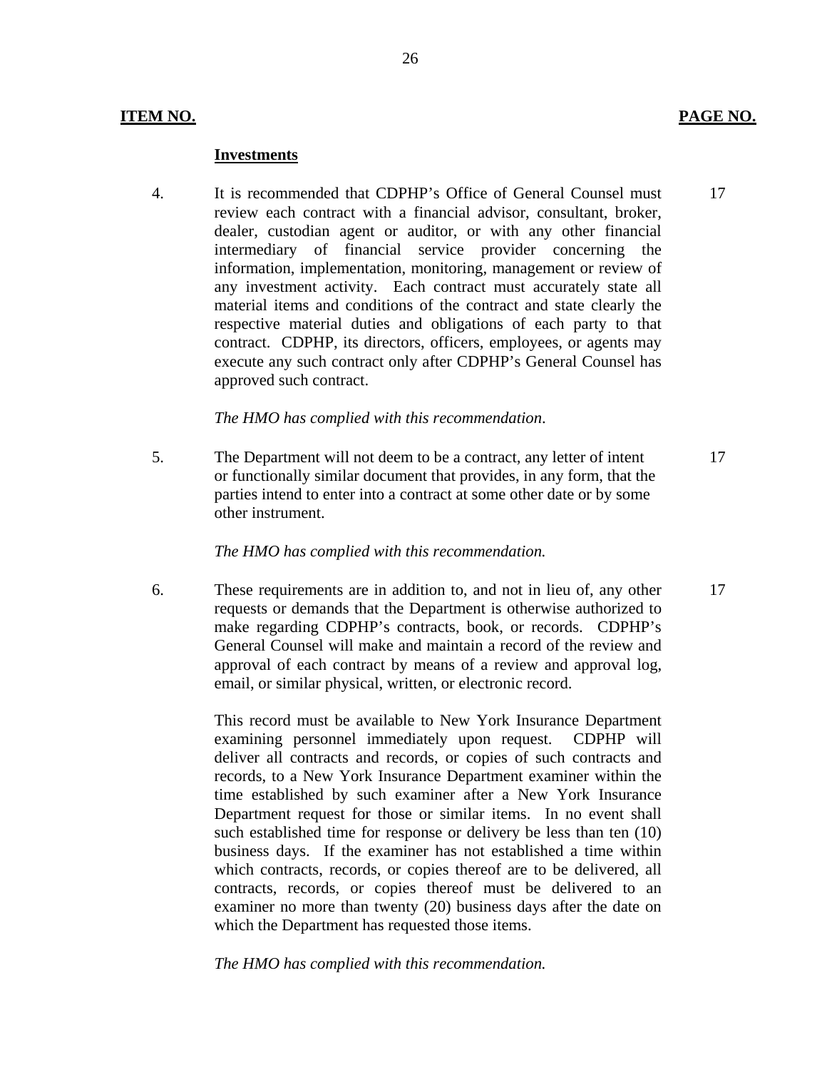**ITEM NO.** **PAGE NO.**

**Investments**

4. It is recommended that CDPHP's Office of General Counsel must review each contract with a financial advisor, consultant, broker, dealer, custodian agent or auditor, or with any other financial intermediary of financial service provider concerning the information, implementation, monitoring, management or review of any investment activity. Each contract must accurately state all material items and conditions of the contract and state clearly the respective material duties and obligations of each party to that contract. CDPHP, its directors, officers, employees, or agents may execute any such contract only after CDPHP's General Counsel has approved such contract. — 17

   *The HMO has complied with this recommendation*.

5. The Department will not deem to be a contract, any letter of intent or functionally similar document that provides, in any form, that the parties intend to enter into a contract at some other date or by some other instrument. — 17

   *The HMO has complied with this recommendation.*

6. These requirements are in addition to, and not in lieu of, any other requests or demands that the Department is otherwise authorized to make regarding CDPHP's contracts, book, or records. CDPHP's General Counsel will make and maintain a record of the review and approval of each contract by means of a review and approval log, email, or similar physical, written, or electronic record. — 17

   This record must be available to New York Insurance Department examining personnel immediately upon request. CDPHP will deliver all contracts and records, or copies of such contracts and records, to a New York Insurance Department examiner within the time established by such examiner after a New York Insurance Department request for those or similar items. In no event shall such established time for response or delivery be less than ten (10) business days. If the examiner has not established a time within which contracts, records, or copies thereof are to be delivered, all contracts, records, or copies thereof must be delivered to an examiner no more than twenty (20) business days after the date on which the Department has requested those items.

   *The HMO has complied with this recommendation.*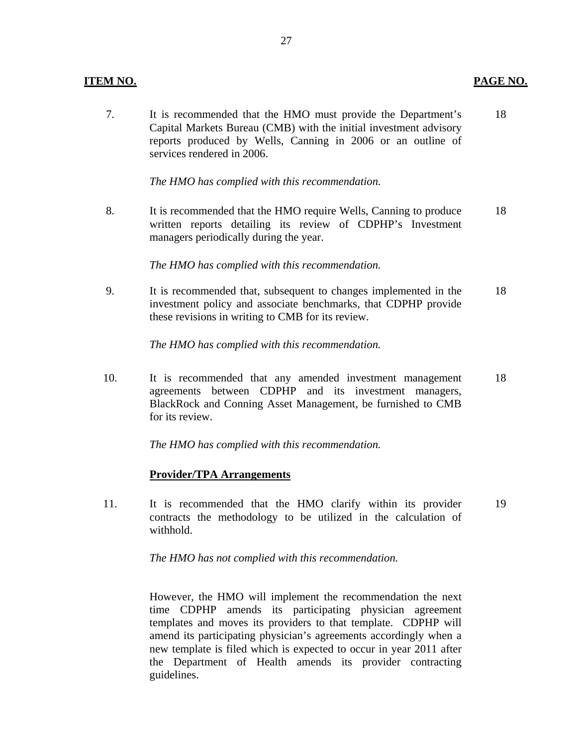| ITEM NO. | | PAGE NO. |
| --- | --- | --- |
| 7. | It is recommended that the HMO must provide the Department's Capital Markets Bureau (CMB) with the initial investment advisory reports produced by Wells, Canning in 2006 or an outline of services rendered in 2006.<br><br>*The HMO has complied with this recommendation.* | 18 |
| 8. | It is recommended that the HMO require Wells, Canning to produce written reports detailing its review of CDPHP's Investment managers periodically during the year.<br><br>*The HMO has complied with this recommendation.* | 18 |
| 9. | It is recommended that, subsequent to changes implemented in the investment policy and associate benchmarks, that CDPHP provide these revisions in writing to CMB for its review.<br><br>*The HMO has complied with this recommendation.* | 18 |
| 10. | It is recommended that any amended investment management agreements between CDPHP and its investment managers, BlackRock and Conning Asset Management, be furnished to CMB for its review.<br><br>*The HMO has complied with this recommendation.* | 18 |
| | **Provider/TPA Arrangements** | |
| 11. | It is recommended that the HMO clarify within its provider contracts the methodology to be utilized in the calculation of withhold.<br><br>*The HMO has not complied with this recommendation.*<br><br>However, the HMO will implement the recommendation the next time CDPHP amends its participating physician agreement templates and moves its providers to that template. CDPHP will amend its participating physician's agreements accordingly when a new template is filed which is expected to occur in year 2011 after the Department of Health amends its provider contracting guidelines. | 19 |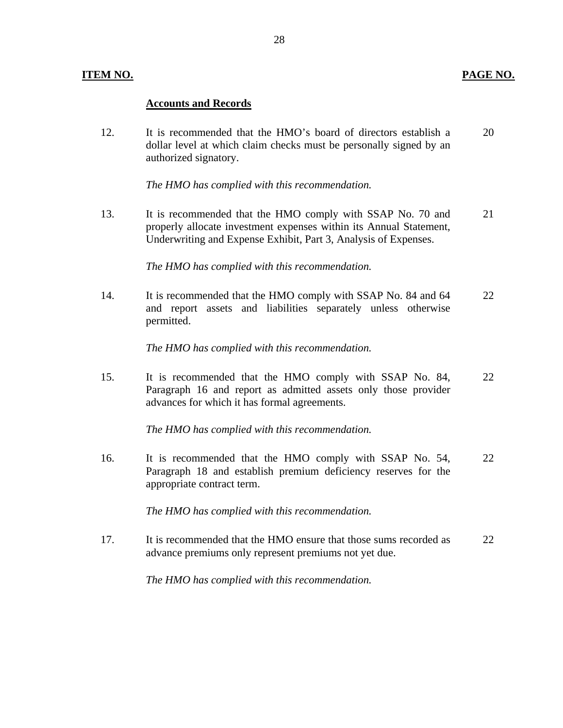| ITEM NO. | | PAGE NO. |
|---|---|---|
| | **Accounts and Records** | |
| 12. | It is recommended that the HMO's board of directors establish a dollar level at which claim checks must be personally signed by an authorized signatory. | 20 |
| | *The HMO has complied with this recommendation.* | |
| 13. | It is recommended that the HMO comply with SSAP No. 70 and properly allocate investment expenses within its Annual Statement, Underwriting and Expense Exhibit, Part 3, Analysis of Expenses. | 21 |
| | *The HMO has complied with this recommendation.* | |
| 14. | It is recommended that the HMO comply with SSAP No. 84 and 64 and report assets and liabilities separately unless otherwise permitted. | 22 |
| | *The HMO has complied with this recommendation.* | |
| 15. | It is recommended that the HMO comply with SSAP No. 84, Paragraph 16 and report as admitted assets only those provider advances for which it has formal agreements. | 22 |
| | *The HMO has complied with this recommendation.* | |
| 16. | It is recommended that the HMO comply with SSAP No. 54, Paragraph 18 and establish premium deficiency reserves for the appropriate contract term. | 22 |
| | *The HMO has complied with this recommendation.* | |
| 17. | It is recommended that the HMO ensure that those sums recorded as advance premiums only represent premiums not yet due. | 22 |
| | *The HMO has complied with this recommendation.* | |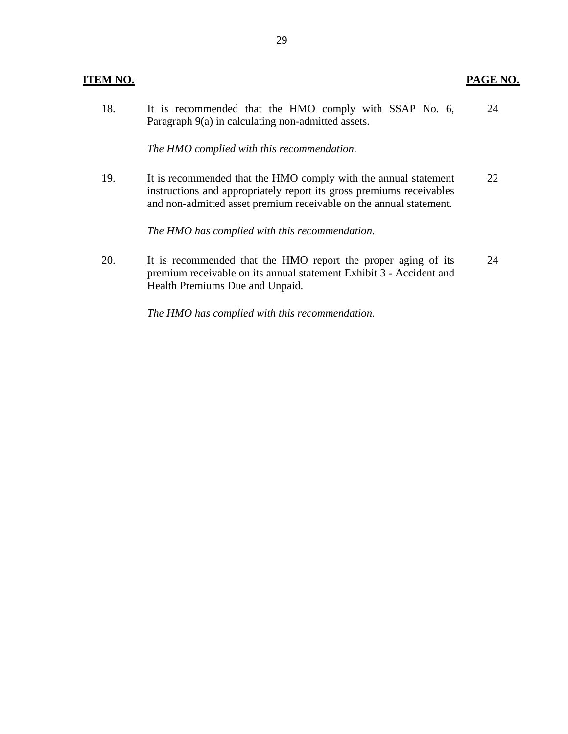| ITEM NO. | | PAGE NO. |
|---|---|---|
| 18. | It is recommended that the HMO comply with SSAP No. 6, Paragraph 9(a) in calculating non-admitted assets.<br><br>*The HMO complied with this recommendation.* | 24 |
| 19. | It is recommended that the HMO comply with the annual statement instructions and appropriately report its gross premiums receivables and non-admitted asset premium receivable on the annual statement.<br><br>*The HMO has complied with this recommendation.* | 22 |
| 20. | It is recommended that the HMO report the proper aging of its premium receivable on its annual statement Exhibit 3 - Accident and Health Premiums Due and Unpaid.<br><br>*The HMO has complied with this recommendation.* | 24 |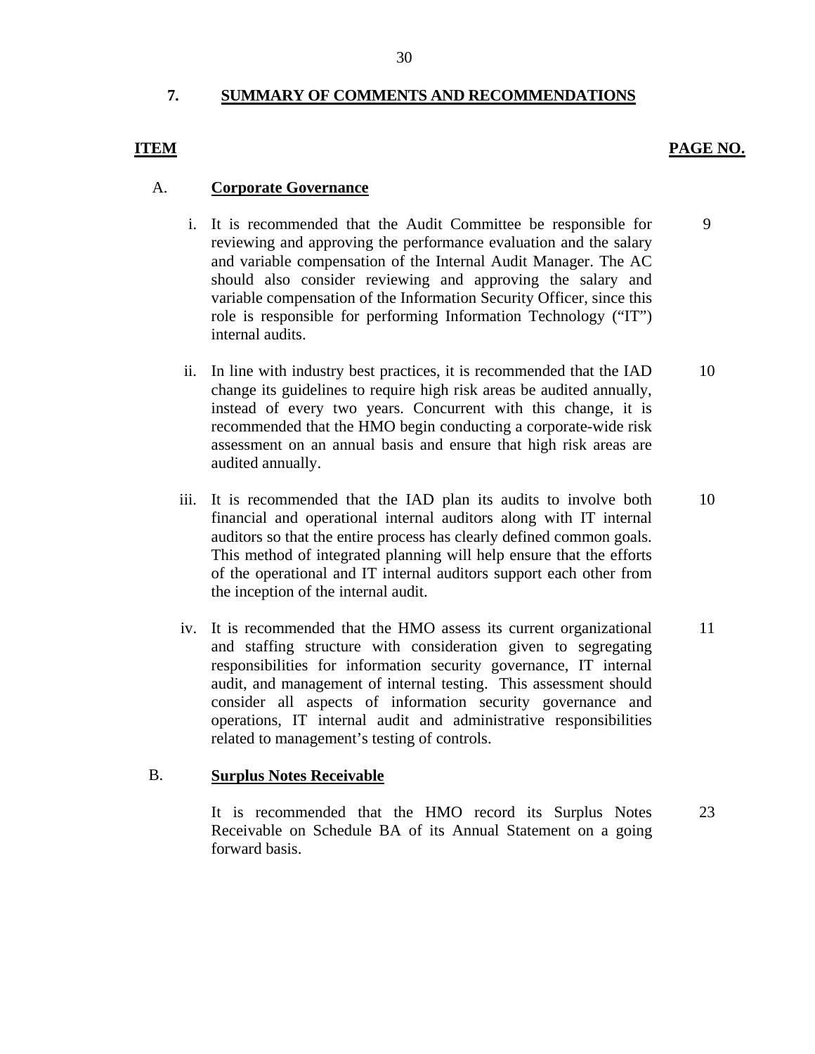## 7. SUMMARY OF COMMENTS AND RECOMMENDATIONS

| ITEM | | PAGE NO. |
|---|---|---|
| A. | **Corporate Governance** | |
| i. | It is recommended that the Audit Committee be responsible for reviewing and approving the performance evaluation and the salary and variable compensation of the Internal Audit Manager. The AC should also consider reviewing and approving the salary and variable compensation of the Information Security Officer, since this role is responsible for performing Information Technology (“IT”) internal audits. | 9 |
| ii. | In line with industry best practices, it is recommended that the IAD change its guidelines to require high risk areas be audited annually, instead of every two years. Concurrent with this change, it is recommended that the HMO begin conducting a corporate-wide risk assessment on an annual basis and ensure that high risk areas are audited annually. | 10 |
| iii. | It is recommended that the IAD plan its audits to involve both financial and operational internal auditors along with IT internal auditors so that the entire process has clearly defined common goals. This method of integrated planning will help ensure that the efforts of the operational and IT internal auditors support each other from the inception of the internal audit. | 10 |
| iv. | It is recommended that the HMO assess its current organizational and staffing structure with consideration given to segregating responsibilities for information security governance, IT internal audit, and management of internal testing. This assessment should consider all aspects of information security governance and operations, IT internal audit and administrative responsibilities related to management’s testing of controls. | 11 |
| B. | **Surplus Notes Receivable** | |
| | It is recommended that the HMO record its Surplus Notes Receivable on Schedule BA of its Annual Statement on a going forward basis. | 23 |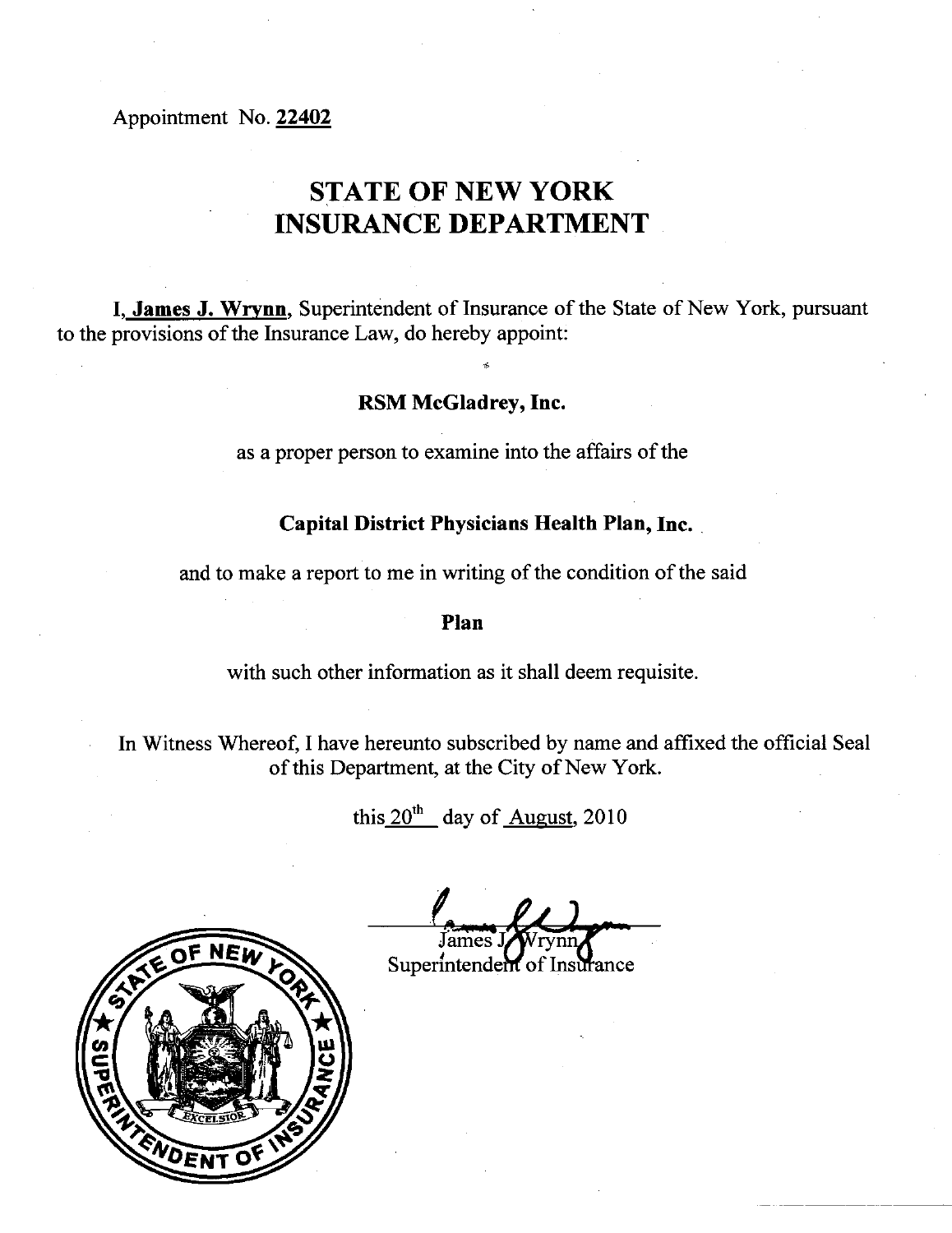Appointment No. 22402

# STATE OF NEW YORK
# INSURANCE DEPARTMENT

I, **James J. Wrynn**, Superintendent of Insurance of the State of New York, pursuant to the provisions of the Insurance Law, do hereby appoint:

**RSM McGladrey, Inc.**

as a proper person to examine into the affairs of the

**Capital District Physicians Health Plan, Inc.**

and to make a report to me in writing of the condition of the said

**Plan**

with such other information as it shall deem requisite.

In Witness Whereof, I have hereunto subscribed by name and affixed the official Seal of this Department, at the City of New York.

this 20th day of August, 2010

James J. Wrynn
Superintendent of Insurance

STATE OF NEW YORK SUPERINTENDENT OF INSURANCE
EXCELSIOR